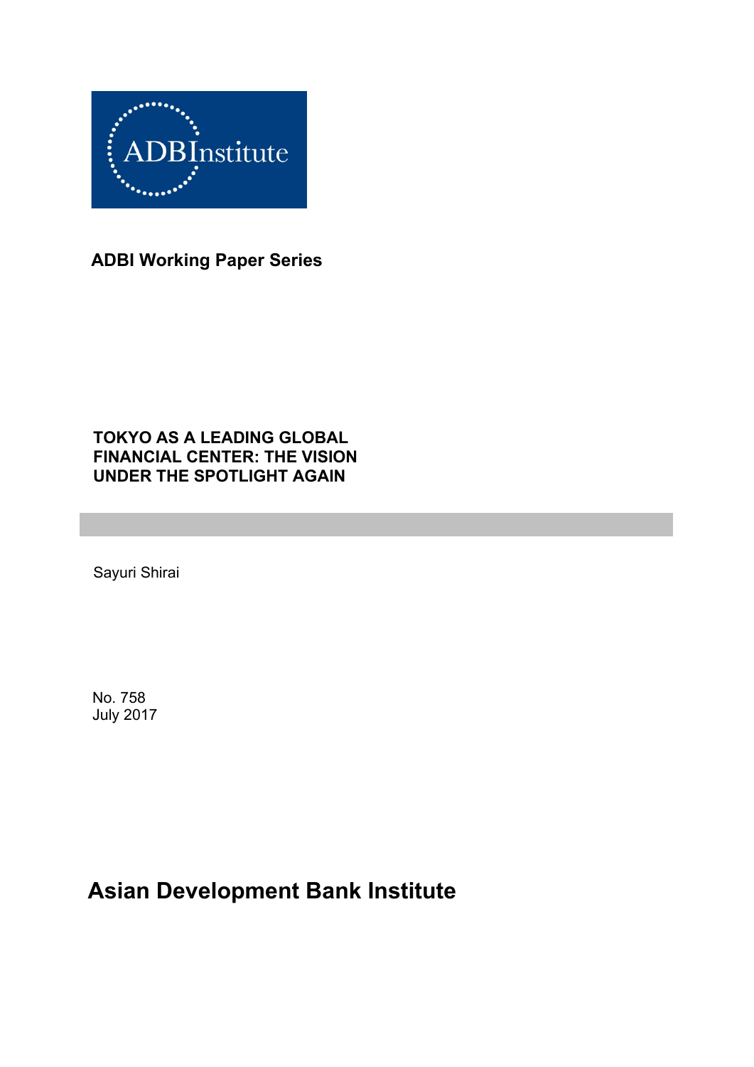ADBInstitute

**ADBI Working Paper Series**

# TOKYO AS A LEADING GLOBAL FINANCIAL CENTER: THE VISION UNDER THE SPOTLIGHT AGAIN

Sayuri Shirai

No. 758
July 2017

**Asian Development Bank Institute**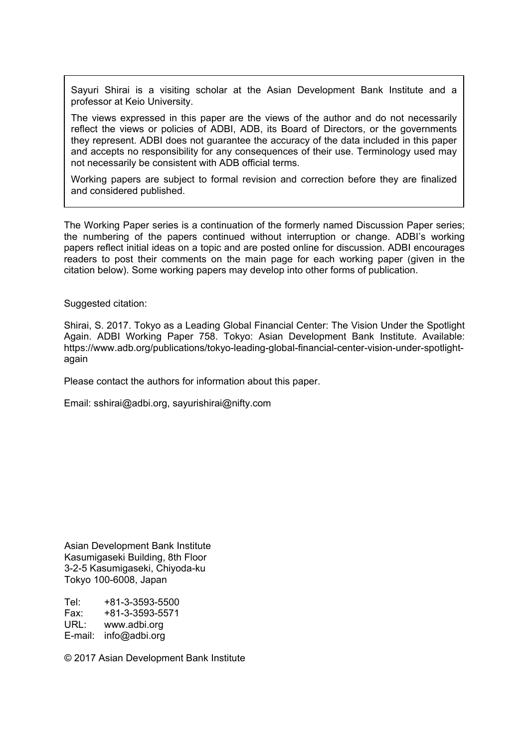Sayuri Shirai is a visiting scholar at the Asian Development Bank Institute and a professor at Keio University.

The views expressed in this paper are the views of the author and do not necessarily reflect the views or policies of ADBI, ADB, its Board of Directors, or the governments they represent. ADBI does not guarantee the accuracy of the data included in this paper and accepts no responsibility for any consequences of their use. Terminology used may not necessarily be consistent with ADB official terms.

Working papers are subject to formal revision and correction before they are finalized and considered published.

The Working Paper series is a continuation of the formerly named Discussion Paper series; the numbering of the papers continued without interruption or change. ADBI's working papers reflect initial ideas on a topic and are posted online for discussion. ADBI encourages readers to post their comments on the main page for each working paper (given in the citation below). Some working papers may develop into other forms of publication.

Suggested citation:

Shirai, S. 2017. Tokyo as a Leading Global Financial Center: The Vision Under the Spotlight Again. ADBI Working Paper 758. Tokyo: Asian Development Bank Institute. Available: https://www.adb.org/publications/tokyo-leading-global-financial-center-vision-under-spotlight-again

Please contact the authors for information about this paper.

Email: sshirai@adbi.org, sayurishirai@nifty.com

Asian Development Bank Institute
Kasumigaseki Building, 8th Floor
3-2-5 Kasumigaseki, Chiyoda-ku
Tokyo 100-6008, Japan

Tel: +81-3-3593-5500
Fax: +81-3-3593-5571
URL: www.adbi.org
E-mail: info@adbi.org

© 2017 Asian Development Bank Institute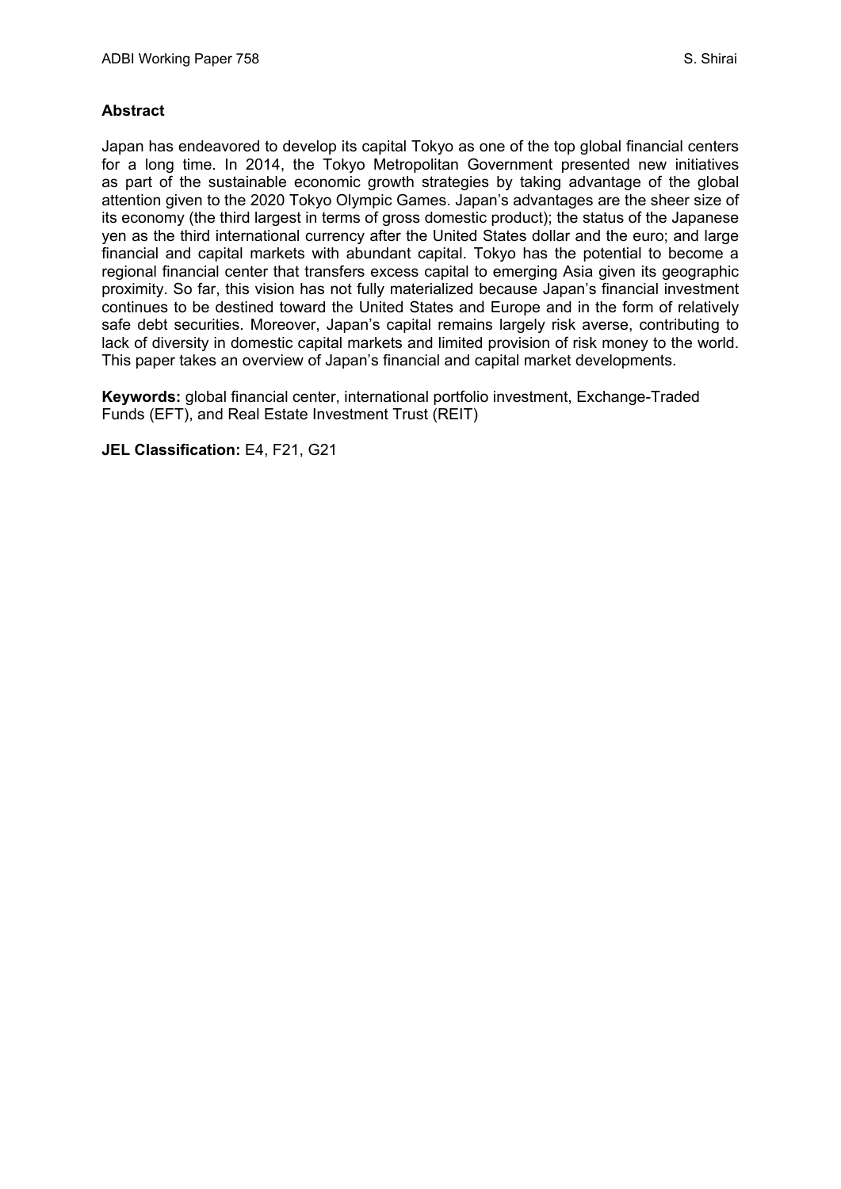**Abstract**

Japan has endeavored to develop its capital Tokyo as one of the top global financial centers for a long time. In 2014, the Tokyo Metropolitan Government presented new initiatives as part of the sustainable economic growth strategies by taking advantage of the global attention given to the 2020 Tokyo Olympic Games. Japan's advantages are the sheer size of its economy (the third largest in terms of gross domestic product); the status of the Japanese yen as the third international currency after the United States dollar and the euro; and large financial and capital markets with abundant capital. Tokyo has the potential to become a regional financial center that transfers excess capital to emerging Asia given its geographic proximity. So far, this vision has not fully materialized because Japan's financial investment continues to be destined toward the United States and Europe and in the form of relatively safe debt securities. Moreover, Japan's capital remains largely risk averse, contributing to lack of diversity in domestic capital markets and limited provision of risk money to the world. This paper takes an overview of Japan's financial and capital market developments.

**Keywords:** global financial center, international portfolio investment, Exchange-Traded Funds (EFT), and Real Estate Investment Trust (REIT)

**JEL Classification:** E4, F21, G21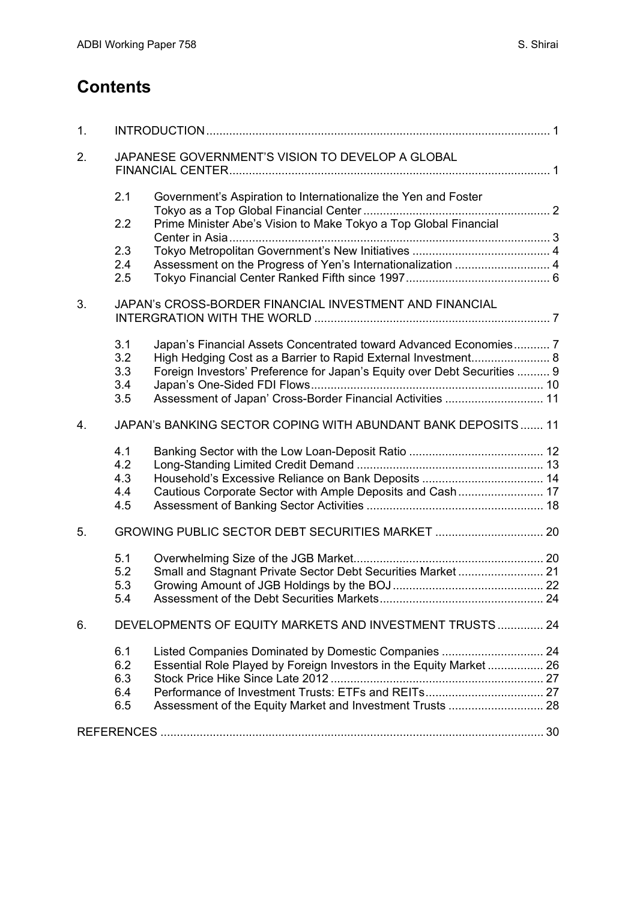# Contents

| | | |
|---|---|---|
| 1. | INTRODUCTION | 1 |
| 2. | JAPANESE GOVERNMENT'S VISION TO DEVELOP A GLOBAL FINANCIAL CENTER | 1 |
| 2.1 | Government's Aspiration to Internationalize the Yen and Foster Tokyo as a Top Global Financial Center | 2 |
| 2.2 | Prime Minister Abe's Vision to Make Tokyo a Top Global Financial Center in Asia | 3 |
| 2.3 | Tokyo Metropolitan Government's New Initiatives | 4 |
| 2.4 | Assessment on the Progress of Yen's Internationalization | 4 |
| 2.5 | Tokyo Financial Center Ranked Fifth since 1997 | 6 |
| 3. | JAPAN's CROSS-BORDER FINANCIAL INVESTMENT AND FINANCIAL INTERGRATION WITH THE WORLD | 7 |
| 3.1 | Japan's Financial Assets Concentrated toward Advanced Economies | 7 |
| 3.2 | High Hedging Cost as a Barrier to Rapid External Investment | 8 |
| 3.3 | Foreign Investors' Preference for Japan's Equity over Debt Securities | 9 |
| 3.4 | Japan's One-Sided FDI Flows | 10 |
| 3.5 | Assessment of Japan' Cross-Border Financial Activities | 11 |
| 4. | JAPAN's BANKING SECTOR COPING WITH ABUNDANT BANK DEPOSITS | 11 |
| 4.1 | Banking Sector with the Low Loan-Deposit Ratio | 12 |
| 4.2 | Long-Standing Limited Credit Demand | 13 |
| 4.3 | Household's Excessive Reliance on Bank Deposits | 14 |
| 4.4 | Cautious Corporate Sector with Ample Deposits and Cash | 17 |
| 4.5 | Assessment of Banking Sector Activities | 18 |
| 5. | GROWING PUBLIC SECTOR DEBT SECURITIES MARKET | 20 |
| 5.1 | Overwhelming Size of the JGB Market | 20 |
| 5.2 | Small and Stagnant Private Sector Debt Securities Market | 21 |
| 5.3 | Growing Amount of JGB Holdings by the BOJ | 22 |
| 5.4 | Assessment of the Debt Securities Markets | 24 |
| 6. | DEVELOPMENTS OF EQUITY MARKETS AND INVESTMENT TRUSTS | 24 |
| 6.1 | Listed Companies Dominated by Domestic Companies | 24 |
| 6.2 | Essential Role Played by Foreign Investors in the Equity Market | 26 |
| 6.3 | Stock Price Hike Since Late 2012 | 27 |
| 6.4 | Performance of Investment Trusts: ETFs and REITs | 27 |
| 6.5 | Assessment of the Equity Market and Investment Trusts | 28 |
| | REFERENCES | 30 |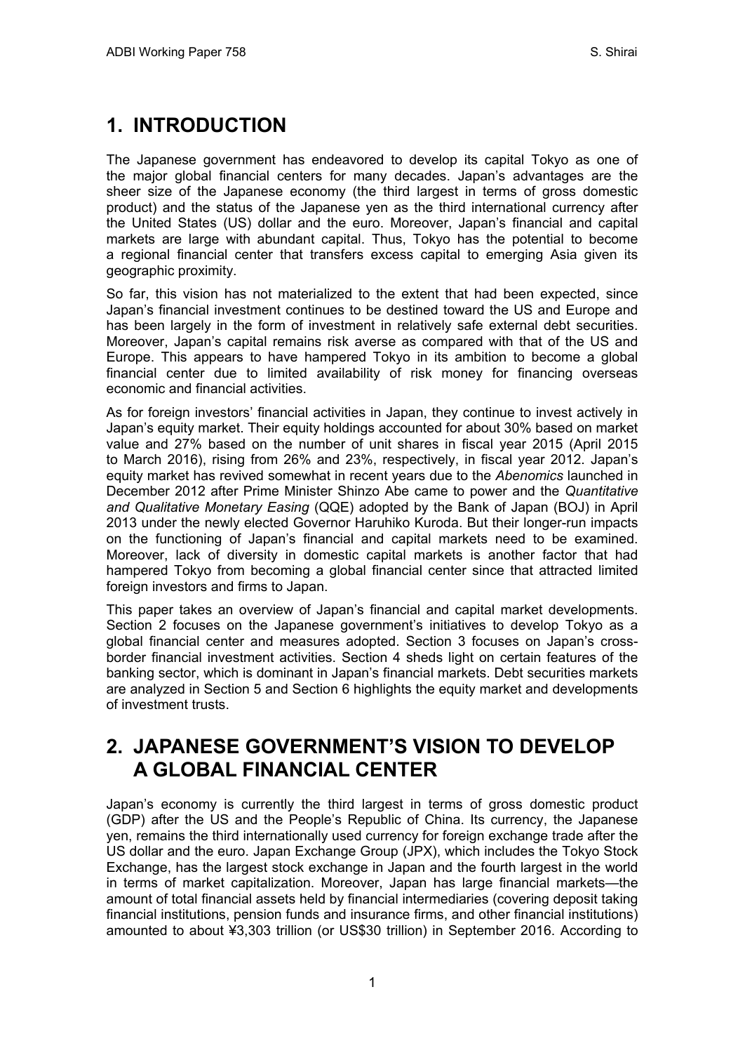# 1. INTRODUCTION

The Japanese government has endeavored to develop its capital Tokyo as one of the major global financial centers for many decades. Japan's advantages are the sheer size of the Japanese economy (the third largest in terms of gross domestic product) and the status of the Japanese yen as the third international currency after the United States (US) dollar and the euro. Moreover, Japan's financial and capital markets are large with abundant capital. Thus, Tokyo has the potential to become a regional financial center that transfers excess capital to emerging Asia given its geographic proximity.

So far, this vision has not materialized to the extent that had been expected, since Japan's financial investment continues to be destined toward the US and Europe and has been largely in the form of investment in relatively safe external debt securities. Moreover, Japan's capital remains risk averse as compared with that of the US and Europe. This appears to have hampered Tokyo in its ambition to become a global financial center due to limited availability of risk money for financing overseas economic and financial activities.

As for foreign investors' financial activities in Japan, they continue to invest actively in Japan's equity market. Their equity holdings accounted for about 30% based on market value and 27% based on the number of unit shares in fiscal year 2015 (April 2015 to March 2016), rising from 26% and 23%, respectively, in fiscal year 2012. Japan's equity market has revived somewhat in recent years due to the *Abenomics* launched in December 2012 after Prime Minister Shinzo Abe came to power and the *Quantitative and Qualitative Monetary Easing* (QQE) adopted by the Bank of Japan (BOJ) in April 2013 under the newly elected Governor Haruhiko Kuroda. But their longer-run impacts on the functioning of Japan's financial and capital markets need to be examined. Moreover, lack of diversity in domestic capital markets is another factor that had hampered Tokyo from becoming a global financial center since that attracted limited foreign investors and firms to Japan.

This paper takes an overview of Japan's financial and capital market developments. Section 2 focuses on the Japanese government's initiatives to develop Tokyo as a global financial center and measures adopted. Section 3 focuses on Japan's cross-border financial investment activities. Section 4 sheds light on certain features of the banking sector, which is dominant in Japan's financial markets. Debt securities markets are analyzed in Section 5 and Section 6 highlights the equity market and developments of investment trusts.

# 2. JAPANESE GOVERNMENT'S VISION TO DEVELOP A GLOBAL FINANCIAL CENTER

Japan's economy is currently the third largest in terms of gross domestic product (GDP) after the US and the People's Republic of China. Its currency, the Japanese yen, remains the third internationally used currency for foreign exchange trade after the US dollar and the euro. Japan Exchange Group (JPX), which includes the Tokyo Stock Exchange, has the largest stock exchange in Japan and the fourth largest in the world in terms of market capitalization. Moreover, Japan has large financial markets—the amount of total financial assets held by financial intermediaries (covering deposit taking financial institutions, pension funds and insurance firms, and other financial institutions) amounted to about ¥3,303 trillion (or US$30 trillion) in September 2016. According to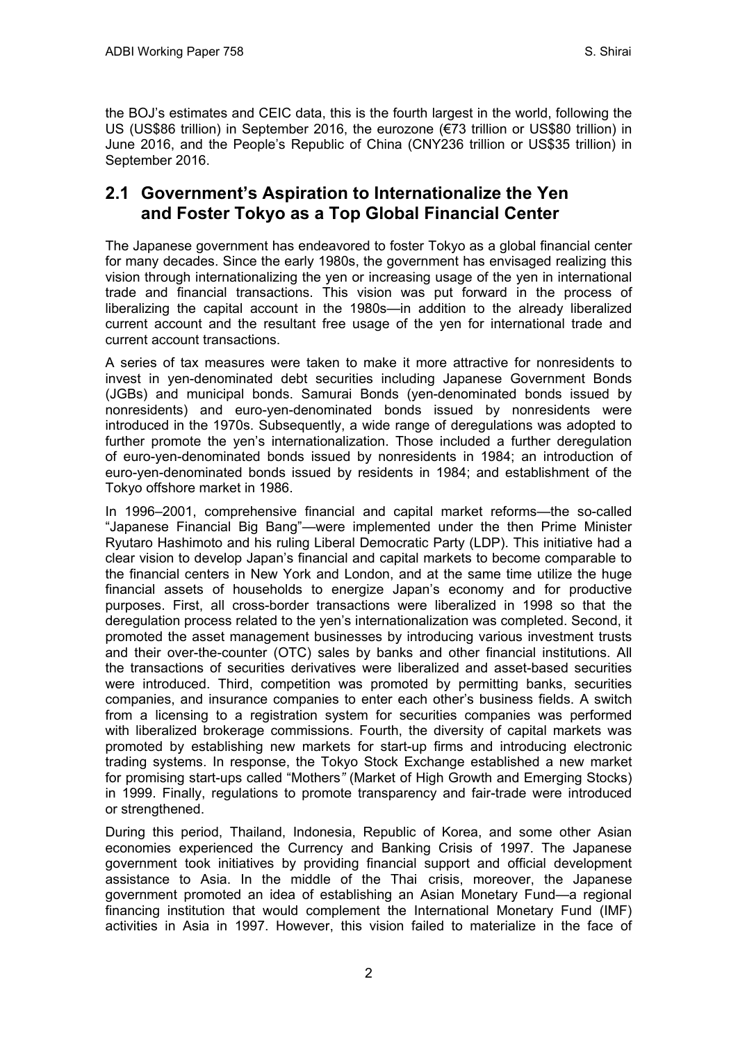the BOJ's estimates and CEIC data, this is the fourth largest in the world, following the US (US$86 trillion) in September 2016, the eurozone (€73 trillion or US$80 trillion) in June 2016, and the People's Republic of China (CNY236 trillion or US$35 trillion) in September 2016.

## 2.1 Government's Aspiration to Internationalize the Yen and Foster Tokyo as a Top Global Financial Center

The Japanese government has endeavored to foster Tokyo as a global financial center for many decades. Since the early 1980s, the government has envisaged realizing this vision through internationalizing the yen or increasing usage of the yen in international trade and financial transactions. This vision was put forward in the process of liberalizing the capital account in the 1980s—in addition to the already liberalized current account and the resultant free usage of the yen for international trade and current account transactions.

A series of tax measures were taken to make it more attractive for nonresidents to invest in yen-denominated debt securities including Japanese Government Bonds (JGBs) and municipal bonds. Samurai Bonds (yen-denominated bonds issued by nonresidents) and euro-yen-denominated bonds issued by nonresidents were introduced in the 1970s. Subsequently, a wide range of deregulations was adopted to further promote the yen's internationalization. Those included a further deregulation of euro-yen-denominated bonds issued by nonresidents in 1984; an introduction of euro-yen-denominated bonds issued by residents in 1984; and establishment of the Tokyo offshore market in 1986.

In 1996–2001, comprehensive financial and capital market reforms—the so-called "Japanese Financial Big Bang"—were implemented under the then Prime Minister Ryutaro Hashimoto and his ruling Liberal Democratic Party (LDP). This initiative had a clear vision to develop Japan's financial and capital markets to become comparable to the financial centers in New York and London, and at the same time utilize the huge financial assets of households to energize Japan's economy and for productive purposes. First, all cross-border transactions were liberalized in 1998 so that the deregulation process related to the yen's internationalization was completed. Second, it promoted the asset management businesses by introducing various investment trusts and their over-the-counter (OTC) sales by banks and other financial institutions. All the transactions of securities derivatives were liberalized and asset-based securities were introduced. Third, competition was promoted by permitting banks, securities companies, and insurance companies to enter each other's business fields. A switch from a licensing to a registration system for securities companies was performed with liberalized brokerage commissions. Fourth, the diversity of capital markets was promoted by establishing new markets for start-up firms and introducing electronic trading systems. In response, the Tokyo Stock Exchange established a new market for promising start-ups called "Mothers" (Market of High Growth and Emerging Stocks) in 1999. Finally, regulations to promote transparency and fair-trade were introduced or strengthened.

During this period, Thailand, Indonesia, Republic of Korea, and some other Asian economies experienced the Currency and Banking Crisis of 1997. The Japanese government took initiatives by providing financial support and official development assistance to Asia. In the middle of the Thai crisis, moreover, the Japanese government promoted an idea of establishing an Asian Monetary Fund—a regional financing institution that would complement the International Monetary Fund (IMF) activities in Asia in 1997. However, this vision failed to materialize in the face of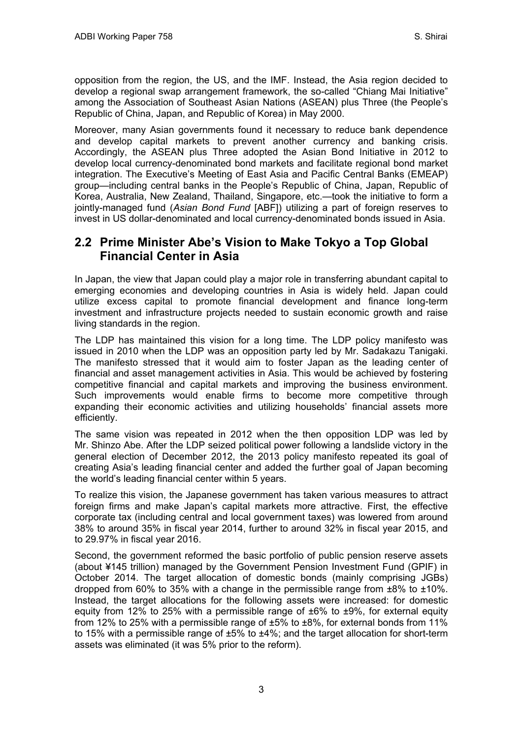opposition from the region, the US, and the IMF. Instead, the Asia region decided to develop a regional swap arrangement framework, the so-called "Chiang Mai Initiative" among the Association of Southeast Asian Nations (ASEAN) plus Three (the People's Republic of China, Japan, and Republic of Korea) in May 2000.

Moreover, many Asian governments found it necessary to reduce bank dependence and develop capital markets to prevent another currency and banking crisis. Accordingly, the ASEAN plus Three adopted the Asian Bond Initiative in 2012 to develop local currency-denominated bond markets and facilitate regional bond market integration. The Executive's Meeting of East Asia and Pacific Central Banks (EMEAP) group—including central banks in the People's Republic of China, Japan, Republic of Korea, Australia, New Zealand, Thailand, Singapore, etc.—took the initiative to form a jointly-managed fund (*Asian Bond Fund* [ABF]) utilizing a part of foreign reserves to invest in US dollar-denominated and local currency-denominated bonds issued in Asia.

## 2.2 Prime Minister Abe's Vision to Make Tokyo a Top Global Financial Center in Asia

In Japan, the view that Japan could play a major role in transferring abundant capital to emerging economies and developing countries in Asia is widely held. Japan could utilize excess capital to promote financial development and finance long-term investment and infrastructure projects needed to sustain economic growth and raise living standards in the region.

The LDP has maintained this vision for a long time. The LDP policy manifesto was issued in 2010 when the LDP was an opposition party led by Mr. Sadakazu Tanigaki. The manifesto stressed that it would aim to foster Japan as the leading center of financial and asset management activities in Asia. This would be achieved by fostering competitive financial and capital markets and improving the business environment. Such improvements would enable firms to become more competitive through expanding their economic activities and utilizing households' financial assets more efficiently.

The same vision was repeated in 2012 when the then opposition LDP was led by Mr. Shinzo Abe. After the LDP seized political power following a landslide victory in the general election of December 2012, the 2013 policy manifesto repeated its goal of creating Asia's leading financial center and added the further goal of Japan becoming the world's leading financial center within 5 years.

To realize this vision, the Japanese government has taken various measures to attract foreign firms and make Japan's capital markets more attractive. First, the effective corporate tax (including central and local government taxes) was lowered from around 38% to around 35% in fiscal year 2014, further to around 32% in fiscal year 2015, and to 29.97% in fiscal year 2016.

Second, the government reformed the basic portfolio of public pension reserve assets (about ¥145 trillion) managed by the Government Pension Investment Fund (GPIF) in October 2014. The target allocation of domestic bonds (mainly comprising JGBs) dropped from 60% to 35% with a change in the permissible range from ±8% to ±10%. Instead, the target allocations for the following assets were increased: for domestic equity from 12% to 25% with a permissible range of ±6% to ±9%, for external equity from 12% to 25% with a permissible range of ±5% to ±8%, for external bonds from 11% to 15% with a permissible range of ±5% to ±4%; and the target allocation for short-term assets was eliminated (it was 5% prior to the reform).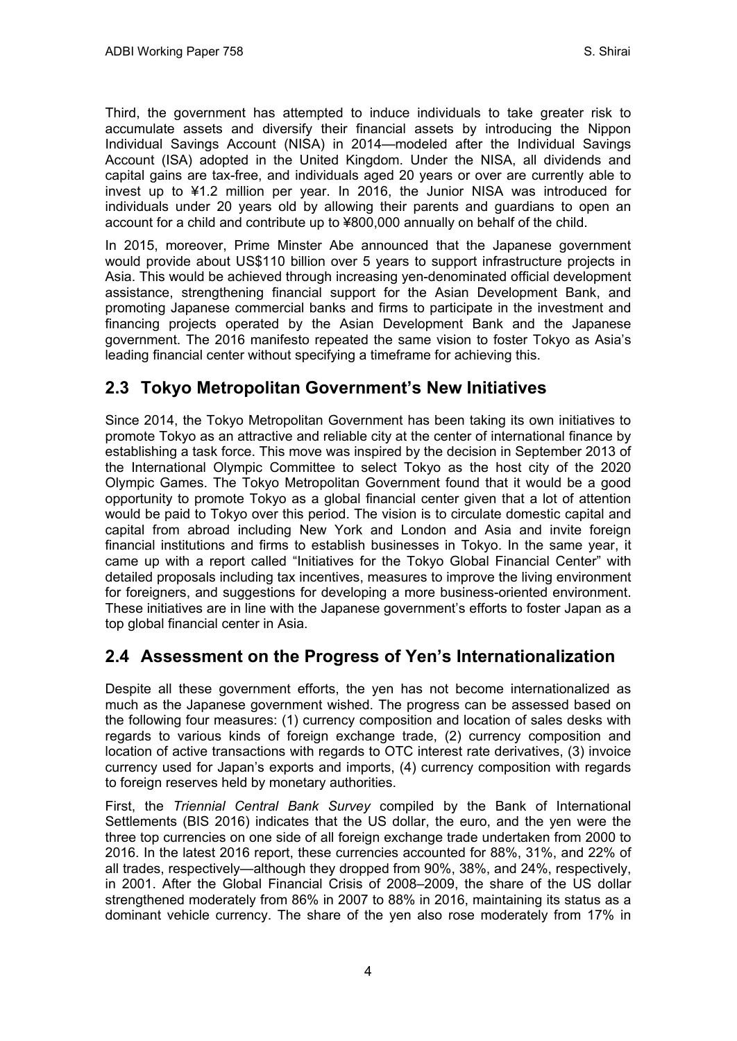Third, the government has attempted to induce individuals to take greater risk to accumulate assets and diversify their financial assets by introducing the Nippon Individual Savings Account (NISA) in 2014—modeled after the Individual Savings Account (ISA) adopted in the United Kingdom. Under the NISA, all dividends and capital gains are tax-free, and individuals aged 20 years or over are currently able to invest up to ¥1.2 million per year. In 2016, the Junior NISA was introduced for individuals under 20 years old by allowing their parents and guardians to open an account for a child and contribute up to ¥800,000 annually on behalf of the child.

In 2015, moreover, Prime Minster Abe announced that the Japanese government would provide about US$110 billion over 5 years to support infrastructure projects in Asia. This would be achieved through increasing yen-denominated official development assistance, strengthening financial support for the Asian Development Bank, and promoting Japanese commercial banks and firms to participate in the investment and financing projects operated by the Asian Development Bank and the Japanese government. The 2016 manifesto repeated the same vision to foster Tokyo as Asia's leading financial center without specifying a timeframe for achieving this.

## 2.3 Tokyo Metropolitan Government's New Initiatives

Since 2014, the Tokyo Metropolitan Government has been taking its own initiatives to promote Tokyo as an attractive and reliable city at the center of international finance by establishing a task force. This move was inspired by the decision in September 2013 of the International Olympic Committee to select Tokyo as the host city of the 2020 Olympic Games. The Tokyo Metropolitan Government found that it would be a good opportunity to promote Tokyo as a global financial center given that a lot of attention would be paid to Tokyo over this period. The vision is to circulate domestic capital and capital from abroad including New York and London and Asia and invite foreign financial institutions and firms to establish businesses in Tokyo. In the same year, it came up with a report called "Initiatives for the Tokyo Global Financial Center" with detailed proposals including tax incentives, measures to improve the living environment for foreigners, and suggestions for developing a more business-oriented environment. These initiatives are in line with the Japanese government's efforts to foster Japan as a top global financial center in Asia.

## 2.4 Assessment on the Progress of Yen's Internationalization

Despite all these government efforts, the yen has not become internationalized as much as the Japanese government wished. The progress can be assessed based on the following four measures: (1) currency composition and location of sales desks with regards to various kinds of foreign exchange trade, (2) currency composition and location of active transactions with regards to OTC interest rate derivatives, (3) invoice currency used for Japan's exports and imports, (4) currency composition with regards to foreign reserves held by monetary authorities.

First, the *Triennial Central Bank Survey* compiled by the Bank of International Settlements (BIS 2016) indicates that the US dollar, the euro, and the yen were the three top currencies on one side of all foreign exchange trade undertaken from 2000 to 2016. In the latest 2016 report, these currencies accounted for 88%, 31%, and 22% of all trades, respectively—although they dropped from 90%, 38%, and 24%, respectively, in 2001. After the Global Financial Crisis of 2008–2009, the share of the US dollar strengthened moderately from 86% in 2007 to 88% in 2016, maintaining its status as a dominant vehicle currency. The share of the yen also rose moderately from 17% in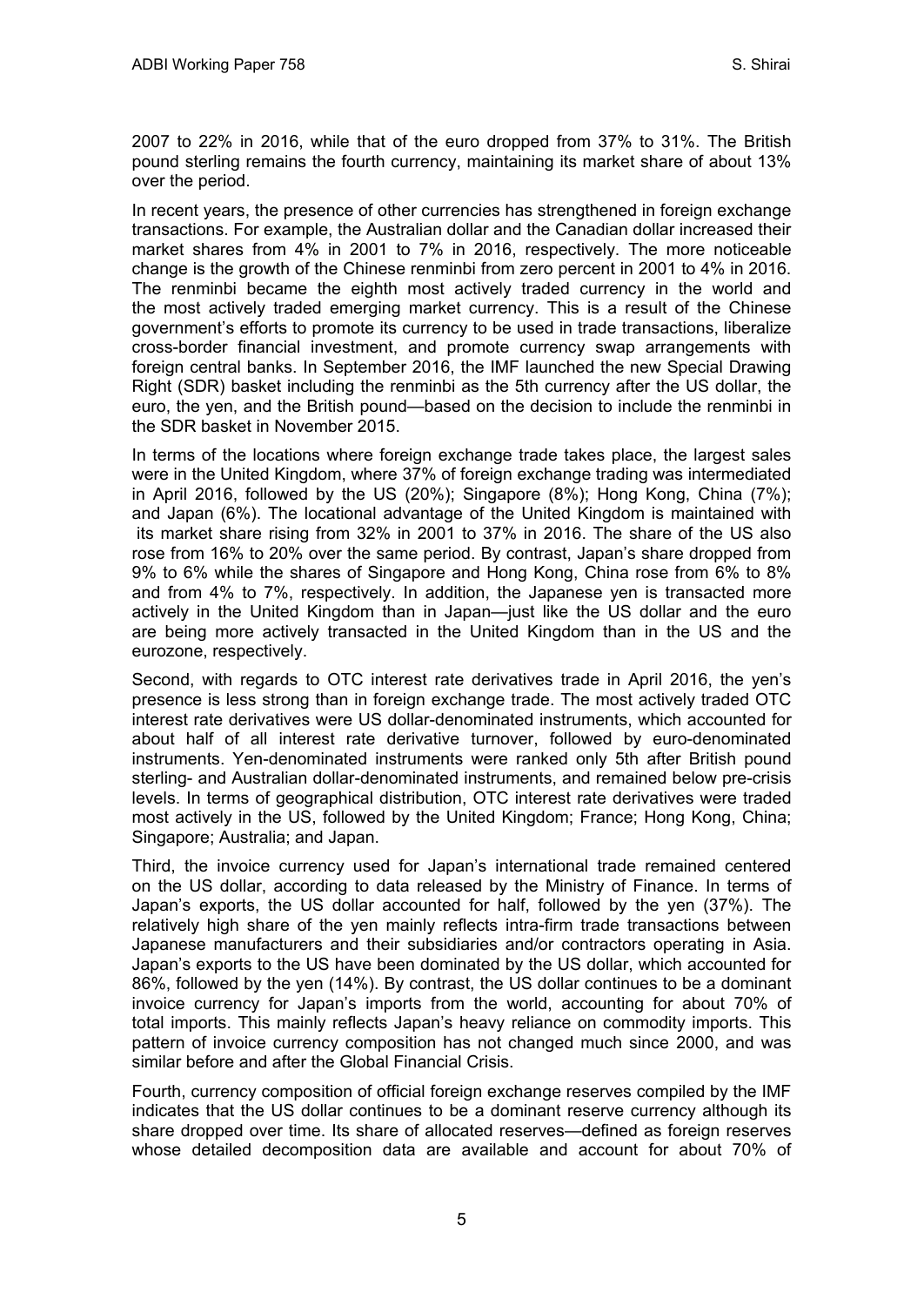2007 to 22% in 2016, while that of the euro dropped from 37% to 31%. The British pound sterling remains the fourth currency, maintaining its market share of about 13% over the period.

In recent years, the presence of other currencies has strengthened in foreign exchange transactions. For example, the Australian dollar and the Canadian dollar increased their market shares from 4% in 2001 to 7% in 2016, respectively. The more noticeable change is the growth of the Chinese renminbi from zero percent in 2001 to 4% in 2016. The renminbi became the eighth most actively traded currency in the world and the most actively traded emerging market currency. This is a result of the Chinese government's efforts to promote its currency to be used in trade transactions, liberalize cross-border financial investment, and promote currency swap arrangements with foreign central banks. In September 2016, the IMF launched the new Special Drawing Right (SDR) basket including the renminbi as the 5th currency after the US dollar, the euro, the yen, and the British pound—based on the decision to include the renminbi in the SDR basket in November 2015.

In terms of the locations where foreign exchange trade takes place, the largest sales were in the United Kingdom, where 37% of foreign exchange trading was intermediated in April 2016, followed by the US (20%); Singapore (8%); Hong Kong, China (7%); and Japan (6%). The locational advantage of the United Kingdom is maintained with its market share rising from 32% in 2001 to 37% in 2016. The share of the US also rose from 16% to 20% over the same period. By contrast, Japan's share dropped from 9% to 6% while the shares of Singapore and Hong Kong, China rose from 6% to 8% and from 4% to 7%, respectively. In addition, the Japanese yen is transacted more actively in the United Kingdom than in Japan—just like the US dollar and the euro are being more actively transacted in the United Kingdom than in the US and the eurozone, respectively.

Second, with regards to OTC interest rate derivatives trade in April 2016, the yen's presence is less strong than in foreign exchange trade. The most actively traded OTC interest rate derivatives were US dollar-denominated instruments, which accounted for about half of all interest rate derivative turnover, followed by euro-denominated instruments. Yen-denominated instruments were ranked only 5th after British pound sterling- and Australian dollar-denominated instruments, and remained below pre-crisis levels. In terms of geographical distribution, OTC interest rate derivatives were traded most actively in the US, followed by the United Kingdom; France; Hong Kong, China; Singapore; Australia; and Japan.

Third, the invoice currency used for Japan's international trade remained centered on the US dollar, according to data released by the Ministry of Finance. In terms of Japan's exports, the US dollar accounted for half, followed by the yen (37%). The relatively high share of the yen mainly reflects intra-firm trade transactions between Japanese manufacturers and their subsidiaries and/or contractors operating in Asia. Japan's exports to the US have been dominated by the US dollar, which accounted for 86%, followed by the yen (14%). By contrast, the US dollar continues to be a dominant invoice currency for Japan's imports from the world, accounting for about 70% of total imports. This mainly reflects Japan's heavy reliance on commodity imports. This pattern of invoice currency composition has not changed much since 2000, and was similar before and after the Global Financial Crisis.

Fourth, currency composition of official foreign exchange reserves compiled by the IMF indicates that the US dollar continues to be a dominant reserve currency although its share dropped over time. Its share of allocated reserves—defined as foreign reserves whose detailed decomposition data are available and account for about 70% of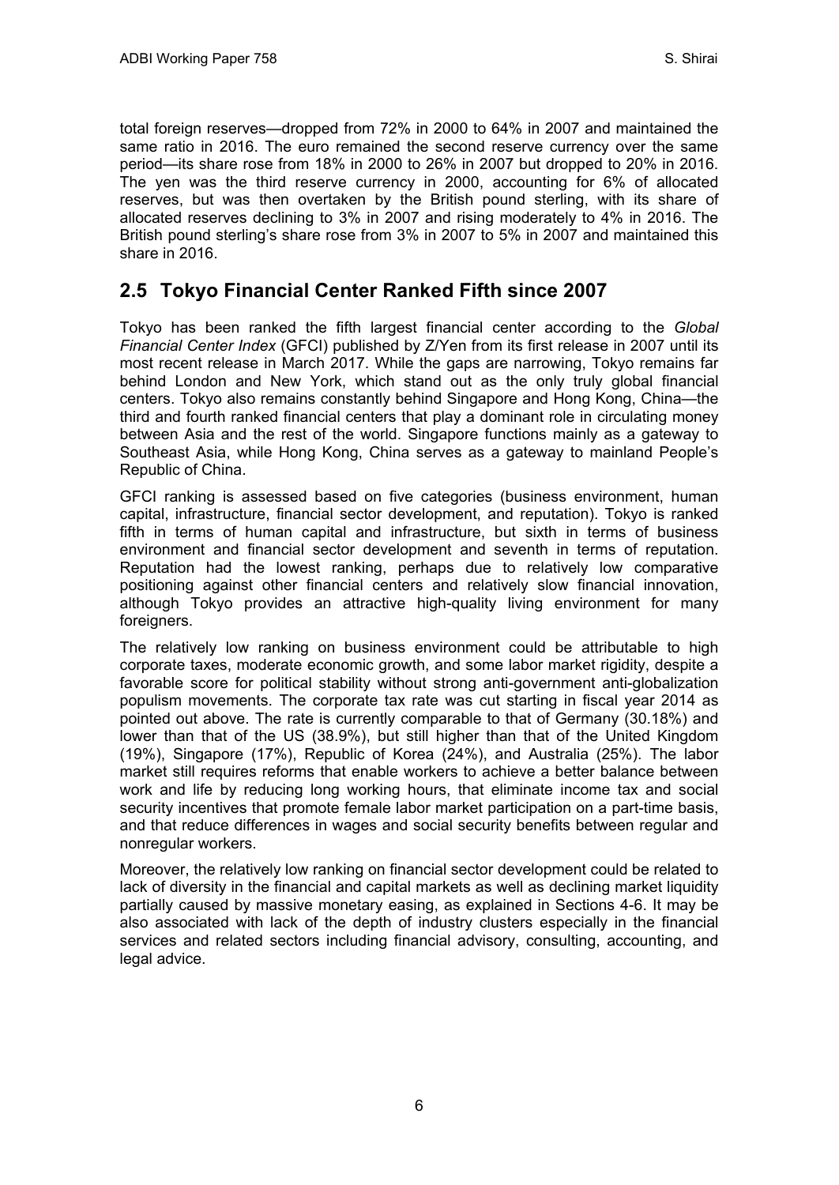total foreign reserves—dropped from 72% in 2000 to 64% in 2007 and maintained the same ratio in 2016. The euro remained the second reserve currency over the same period—its share rose from 18% in 2000 to 26% in 2007 but dropped to 20% in 2016. The yen was the third reserve currency in 2000, accounting for 6% of allocated reserves, but was then overtaken by the British pound sterling, with its share of allocated reserves declining to 3% in 2007 and rising moderately to 4% in 2016. The British pound sterling's share rose from 3% in 2007 to 5% in 2007 and maintained this share in 2016.

## 2.5 Tokyo Financial Center Ranked Fifth since 2007

Tokyo has been ranked the fifth largest financial center according to the *Global Financial Center Index* (GFCI) published by Z/Yen from its first release in 2007 until its most recent release in March 2017. While the gaps are narrowing, Tokyo remains far behind London and New York, which stand out as the only truly global financial centers. Tokyo also remains constantly behind Singapore and Hong Kong, China—the third and fourth ranked financial centers that play a dominant role in circulating money between Asia and the rest of the world. Singapore functions mainly as a gateway to Southeast Asia, while Hong Kong, China serves as a gateway to mainland People's Republic of China.

GFCI ranking is assessed based on five categories (business environment, human capital, infrastructure, financial sector development, and reputation). Tokyo is ranked fifth in terms of human capital and infrastructure, but sixth in terms of business environment and financial sector development and seventh in terms of reputation. Reputation had the lowest ranking, perhaps due to relatively low comparative positioning against other financial centers and relatively slow financial innovation, although Tokyo provides an attractive high-quality living environment for many foreigners.

The relatively low ranking on business environment could be attributable to high corporate taxes, moderate economic growth, and some labor market rigidity, despite a favorable score for political stability without strong anti-government anti-globalization populism movements. The corporate tax rate was cut starting in fiscal year 2014 as pointed out above. The rate is currently comparable to that of Germany (30.18%) and lower than that of the US (38.9%), but still higher than that of the United Kingdom (19%), Singapore (17%), Republic of Korea (24%), and Australia (25%). The labor market still requires reforms that enable workers to achieve a better balance between work and life by reducing long working hours, that eliminate income tax and social security incentives that promote female labor market participation on a part-time basis, and that reduce differences in wages and social security benefits between regular and nonregular workers.

Moreover, the relatively low ranking on financial sector development could be related to lack of diversity in the financial and capital markets as well as declining market liquidity partially caused by massive monetary easing, as explained in Sections 4-6. It may be also associated with lack of the depth of industry clusters especially in the financial services and related sectors including financial advisory, consulting, accounting, and legal advice.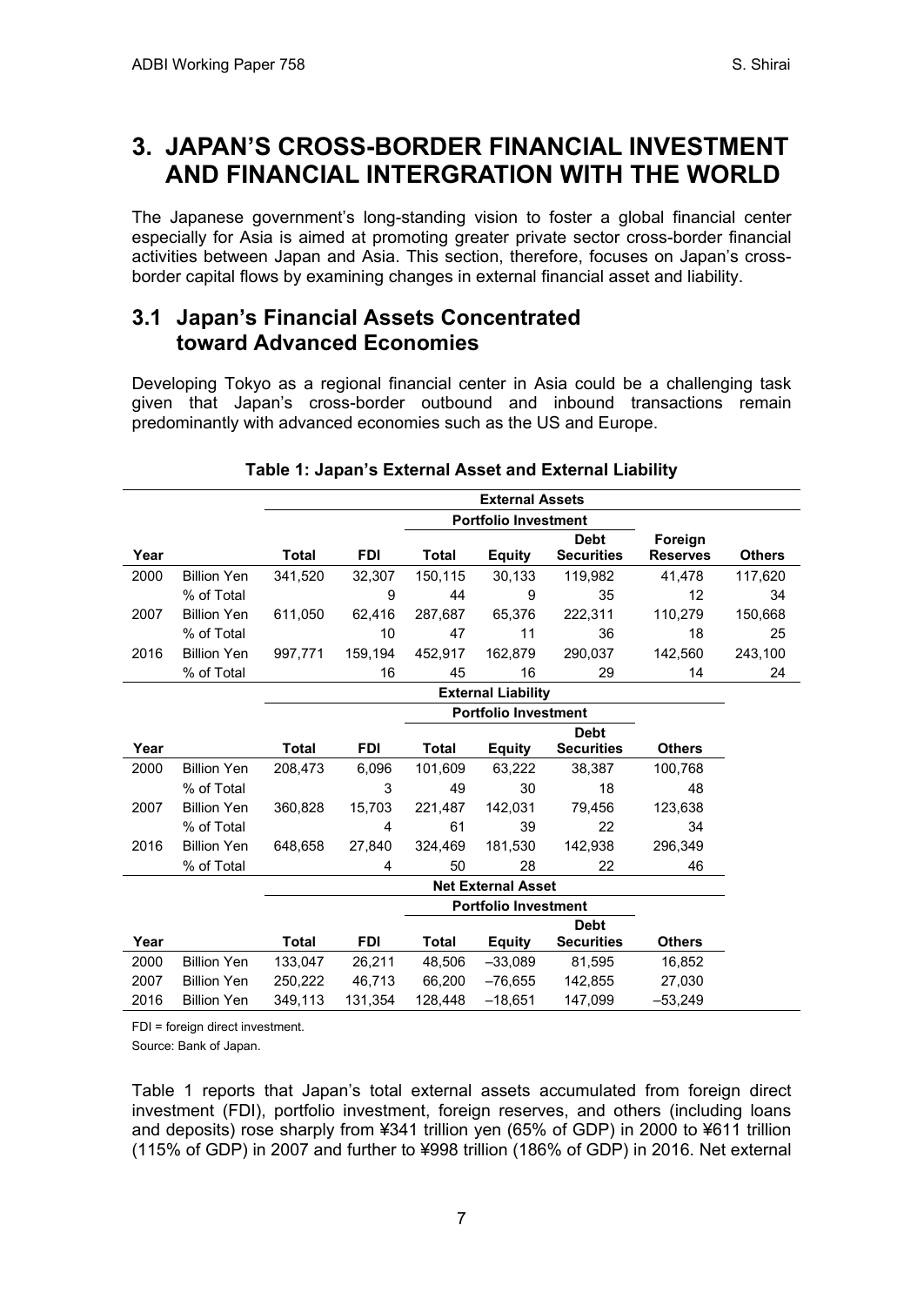# 3. JAPAN'S CROSS-BORDER FINANCIAL INVESTMENT AND FINANCIAL INTERGRATION WITH THE WORLD

The Japanese government's long-standing vision to foster a global financial center especially for Asia is aimed at promoting greater private sector cross-border financial activities between Japan and Asia. This section, therefore, focuses on Japan's cross-border capital flows by examining changes in external financial asset and liability.

## 3.1 Japan's Financial Assets Concentrated toward Advanced Economies

Developing Tokyo as a regional financial center in Asia could be a challenging task given that Japan's cross-border outbound and inbound transactions remain predominantly with advanced economies such as the US and Europe.

**Table 1: Japan's External Asset and External Liability**

| | | External Assets | | | | | | |
|---|---|---|---|---|---|---|---|---|
| | | | | Portfolio Investment | | | | |
| **Year** | | **Total** | **FDI** | **Total** | **Equity** | **Debt Securities** | **Foreign Reserves** | **Others** |
| 2000 | Billion Yen | 341,520 | 32,307 | 150,115 | 30,133 | 119,982 | 41,478 | 117,620 |
| | % of Total | | 9 | 44 | 9 | 35 | 12 | 34 |
| 2007 | Billion Yen | 611,050 | 62,416 | 287,687 | 65,376 | 222,311 | 110,279 | 150,668 |
| | % of Total | | 10 | 47 | 11 | 36 | 18 | 25 |
| 2016 | Billion Yen | 997,771 | 159,194 | 452,917 | 162,879 | 290,037 | 142,560 | 243,100 |
| | % of Total | | 16 | 45 | 16 | 29 | 14 | 24 |
| | | **External Liability** | | | | | | |
| | | | | **Portfolio Investment** | | | | |
| **Year** | | **Total** | **FDI** | **Total** | **Equity** | **Debt Securities** | **Others** | |
| 2000 | Billion Yen | 208,473 | 6,096 | 101,609 | 63,222 | 38,387 | 100,768 | |
| | % of Total | | 3 | 49 | 30 | 18 | 48 | |
| 2007 | Billion Yen | 360,828 | 15,703 | 221,487 | 142,031 | 79,456 | 123,638 | |
| | % of Total | | 4 | 61 | 39 | 22 | 34 | |
| 2016 | Billion Yen | 648,658 | 27,840 | 324,469 | 181,530 | 142,938 | 296,349 | |
| | % of Total | | 4 | 50 | 28 | 22 | 46 | |
| | | **Net External Asset** | | | | | | |
| | | | | **Portfolio Investment** | | | | |
| **Year** | | **Total** | **FDI** | **Total** | **Equity** | **Debt Securities** | **Others** | |
| 2000 | Billion Yen | 133,047 | 26,211 | 48,506 | −33,089 | 81,595 | 16,852 | |
| 2007 | Billion Yen | 250,222 | 46,713 | 66,200 | −76,655 | 142,855 | 27,030 | |
| 2016 | Billion Yen | 349,113 | 131,354 | 128,448 | −18,651 | 147,099 | −53,249 | |

FDI = foreign direct investment.

Source: Bank of Japan.

Table 1 reports that Japan's total external assets accumulated from foreign direct investment (FDI), portfolio investment, foreign reserves, and others (including loans and deposits) rose sharply from ¥341 trillion yen (65% of GDP) in 2000 to ¥611 trillion (115% of GDP) in 2007 and further to ¥998 trillion (186% of GDP) in 2016. Net external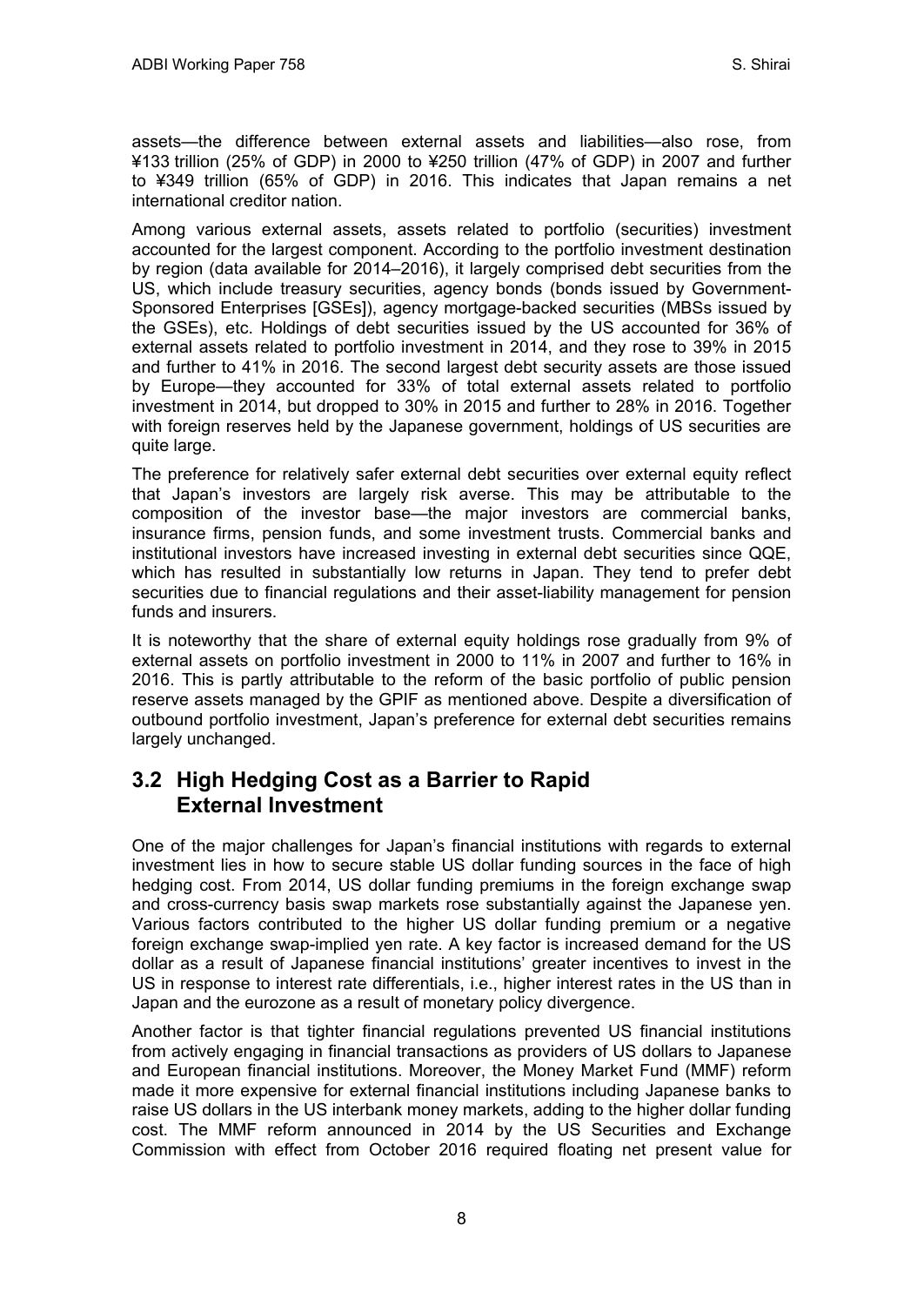assets—the difference between external assets and liabilities—also rose, from ¥133 trillion (25% of GDP) in 2000 to ¥250 trillion (47% of GDP) in 2007 and further to ¥349 trillion (65% of GDP) in 2016. This indicates that Japan remains a net international creditor nation.

Among various external assets, assets related to portfolio (securities) investment accounted for the largest component. According to the portfolio investment destination by region (data available for 2014–2016), it largely comprised debt securities from the US, which include treasury securities, agency bonds (bonds issued by Government-Sponsored Enterprises [GSEs]), agency mortgage-backed securities (MBSs issued by the GSEs), etc. Holdings of debt securities issued by the US accounted for 36% of external assets related to portfolio investment in 2014, and they rose to 39% in 2015 and further to 41% in 2016. The second largest debt security assets are those issued by Europe—they accounted for 33% of total external assets related to portfolio investment in 2014, but dropped to 30% in 2015 and further to 28% in 2016. Together with foreign reserves held by the Japanese government, holdings of US securities are quite large.

The preference for relatively safer external debt securities over external equity reflect that Japan's investors are largely risk averse. This may be attributable to the composition of the investor base—the major investors are commercial banks, insurance firms, pension funds, and some investment trusts. Commercial banks and institutional investors have increased investing in external debt securities since QQE, which has resulted in substantially low returns in Japan. They tend to prefer debt securities due to financial regulations and their asset-liability management for pension funds and insurers.

It is noteworthy that the share of external equity holdings rose gradually from 9% of external assets on portfolio investment in 2000 to 11% in 2007 and further to 16% in 2016. This is partly attributable to the reform of the basic portfolio of public pension reserve assets managed by the GPIF as mentioned above. Despite a diversification of outbound portfolio investment, Japan's preference for external debt securities remains largely unchanged.

## 3.2 High Hedging Cost as a Barrier to Rapid External Investment

One of the major challenges for Japan's financial institutions with regards to external investment lies in how to secure stable US dollar funding sources in the face of high hedging cost. From 2014, US dollar funding premiums in the foreign exchange swap and cross-currency basis swap markets rose substantially against the Japanese yen. Various factors contributed to the higher US dollar funding premium or a negative foreign exchange swap-implied yen rate. A key factor is increased demand for the US dollar as a result of Japanese financial institutions' greater incentives to invest in the US in response to interest rate differentials, i.e., higher interest rates in the US than in Japan and the eurozone as a result of monetary policy divergence.

Another factor is that tighter financial regulations prevented US financial institutions from actively engaging in financial transactions as providers of US dollars to Japanese and European financial institutions. Moreover, the Money Market Fund (MMF) reform made it more expensive for external financial institutions including Japanese banks to raise US dollars in the US interbank money markets, adding to the higher dollar funding cost. The MMF reform announced in 2014 by the US Securities and Exchange Commission with effect from October 2016 required floating net present value for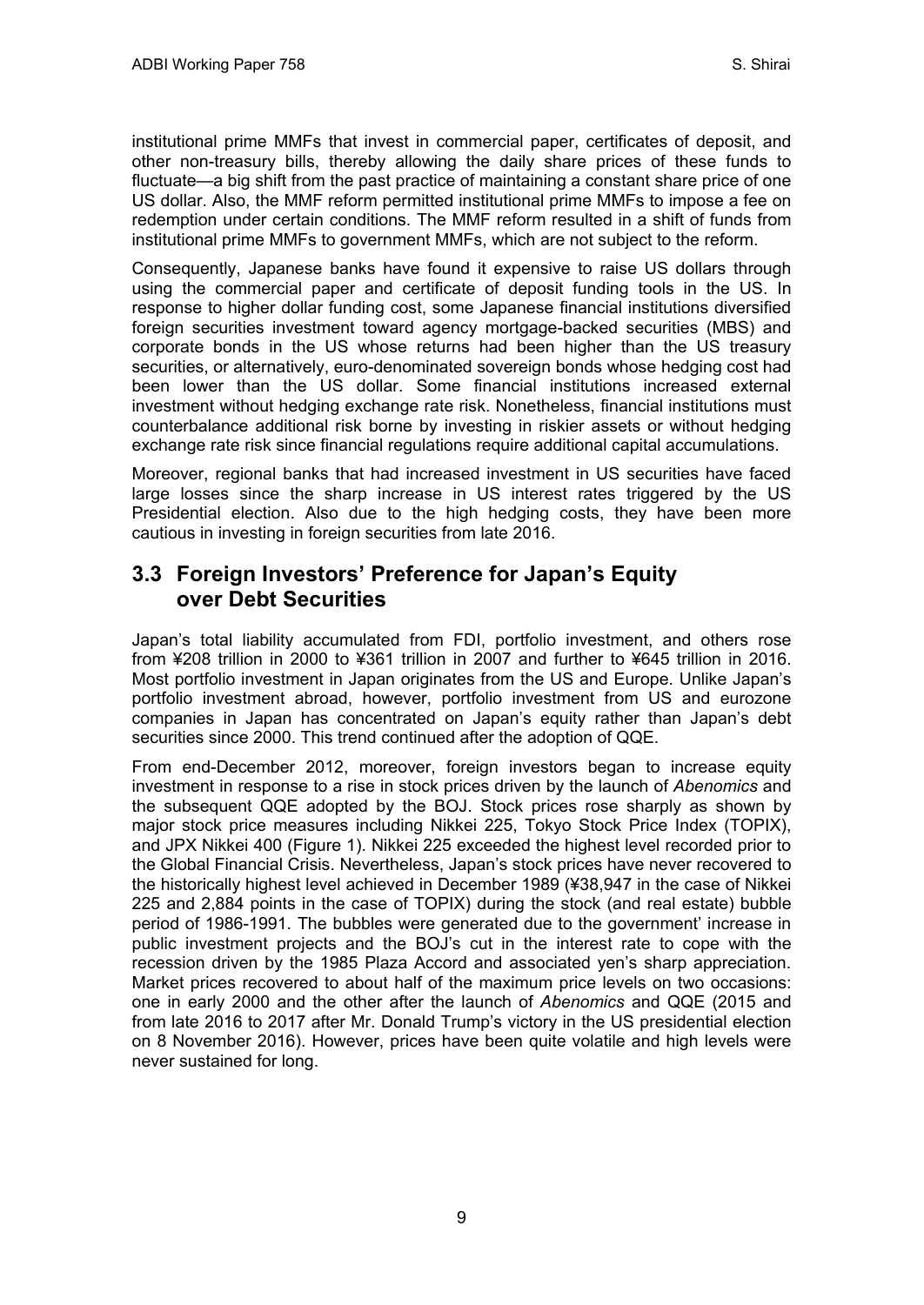institutional prime MMFs that invest in commercial paper, certificates of deposit, and other non-treasury bills, thereby allowing the daily share prices of these funds to fluctuate—a big shift from the past practice of maintaining a constant share price of one US dollar. Also, the MMF reform permitted institutional prime MMFs to impose a fee on redemption under certain conditions. The MMF reform resulted in a shift of funds from institutional prime MMFs to government MMFs, which are not subject to the reform.

Consequently, Japanese banks have found it expensive to raise US dollars through using the commercial paper and certificate of deposit funding tools in the US. In response to higher dollar funding cost, some Japanese financial institutions diversified foreign securities investment toward agency mortgage-backed securities (MBS) and corporate bonds in the US whose returns had been higher than the US treasury securities, or alternatively, euro-denominated sovereign bonds whose hedging cost had been lower than the US dollar. Some financial institutions increased external investment without hedging exchange rate risk. Nonetheless, financial institutions must counterbalance additional risk borne by investing in riskier assets or without hedging exchange rate risk since financial regulations require additional capital accumulations.

Moreover, regional banks that had increased investment in US securities have faced large losses since the sharp increase in US interest rates triggered by the US Presidential election. Also due to the high hedging costs, they have been more cautious in investing in foreign securities from late 2016.

## 3.3 Foreign Investors' Preference for Japan's Equity over Debt Securities

Japan's total liability accumulated from FDI, portfolio investment, and others rose from ¥208 trillion in 2000 to ¥361 trillion in 2007 and further to ¥645 trillion in 2016. Most portfolio investment in Japan originates from the US and Europe. Unlike Japan's portfolio investment abroad, however, portfolio investment from US and eurozone companies in Japan has concentrated on Japan's equity rather than Japan's debt securities since 2000. This trend continued after the adoption of QQE.

From end-December 2012, moreover, foreign investors began to increase equity investment in response to a rise in stock prices driven by the launch of *Abenomics* and the subsequent QQE adopted by the BOJ. Stock prices rose sharply as shown by major stock price measures including Nikkei 225, Tokyo Stock Price Index (TOPIX), and JPX Nikkei 400 (Figure 1). Nikkei 225 exceeded the highest level recorded prior to the Global Financial Crisis. Nevertheless, Japan's stock prices have never recovered to the historically highest level achieved in December 1989 (¥38,947 in the case of Nikkei 225 and 2,884 points in the case of TOPIX) during the stock (and real estate) bubble period of 1986-1991. The bubbles were generated due to the government' increase in public investment projects and the BOJ's cut in the interest rate to cope with the recession driven by the 1985 Plaza Accord and associated yen's sharp appreciation. Market prices recovered to about half of the maximum price levels on two occasions: one in early 2000 and the other after the launch of *Abenomics* and QQE (2015 and from late 2016 to 2017 after Mr. Donald Trump's victory in the US presidential election on 8 November 2016). However, prices have been quite volatile and high levels were never sustained for long.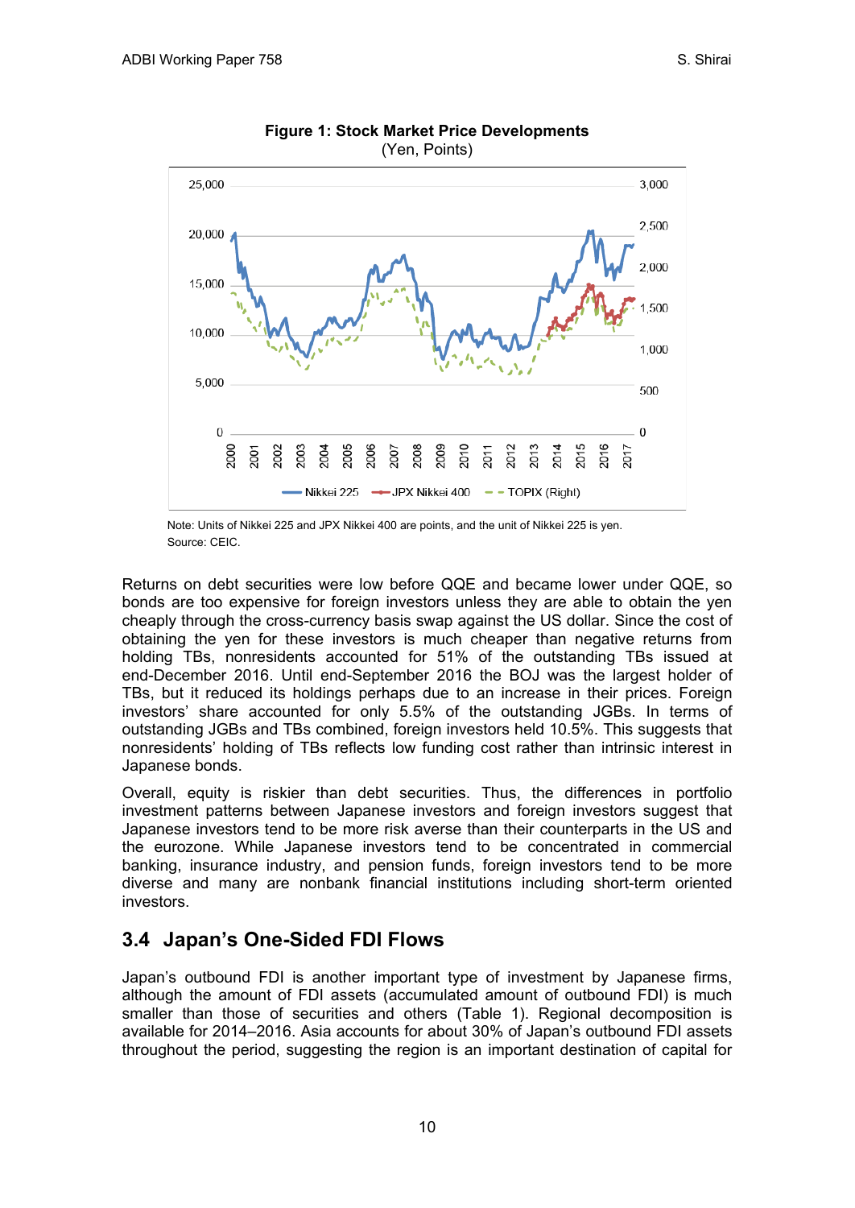**Figure 1: Stock Market Price Developments**
(Yen, Points)

Note: Units of Nikkei 225 and JPX Nikkei 400 are points, and the unit of Nikkei 225 is yen.
Source: CEIC.

Returns on debt securities were low before QQE and became lower under QQE, so bonds are too expensive for foreign investors unless they are able to obtain the yen cheaply through the cross-currency basis swap against the US dollar. Since the cost of obtaining the yen for these investors is much cheaper than negative returns from holding TBs, nonresidents accounted for 51% of the outstanding TBs issued at end-December 2016. Until end-September 2016 the BOJ was the largest holder of TBs, but it reduced its holdings perhaps due to an increase in their prices. Foreign investors' share accounted for only 5.5% of the outstanding JGBs. In terms of outstanding JGBs and TBs combined, foreign investors held 10.5%. This suggests that nonresidents' holding of TBs reflects low funding cost rather than intrinsic interest in Japanese bonds.

Overall, equity is riskier than debt securities. Thus, the differences in portfolio investment patterns between Japanese investors and foreign investors suggest that Japanese investors tend to be more risk averse than their counterparts in the US and the eurozone. While Japanese investors tend to be concentrated in commercial banking, insurance industry, and pension funds, foreign investors tend to be more diverse and many are nonbank financial institutions including short-term oriented investors.

## 3.4 Japan's One-Sided FDI Flows

Japan's outbound FDI is another important type of investment by Japanese firms, although the amount of FDI assets (accumulated amount of outbound FDI) is much smaller than those of securities and others (Table 1). Regional decomposition is available for 2014–2016. Asia accounts for about 30% of Japan's outbound FDI assets throughout the period, suggesting the region is an important destination of capital for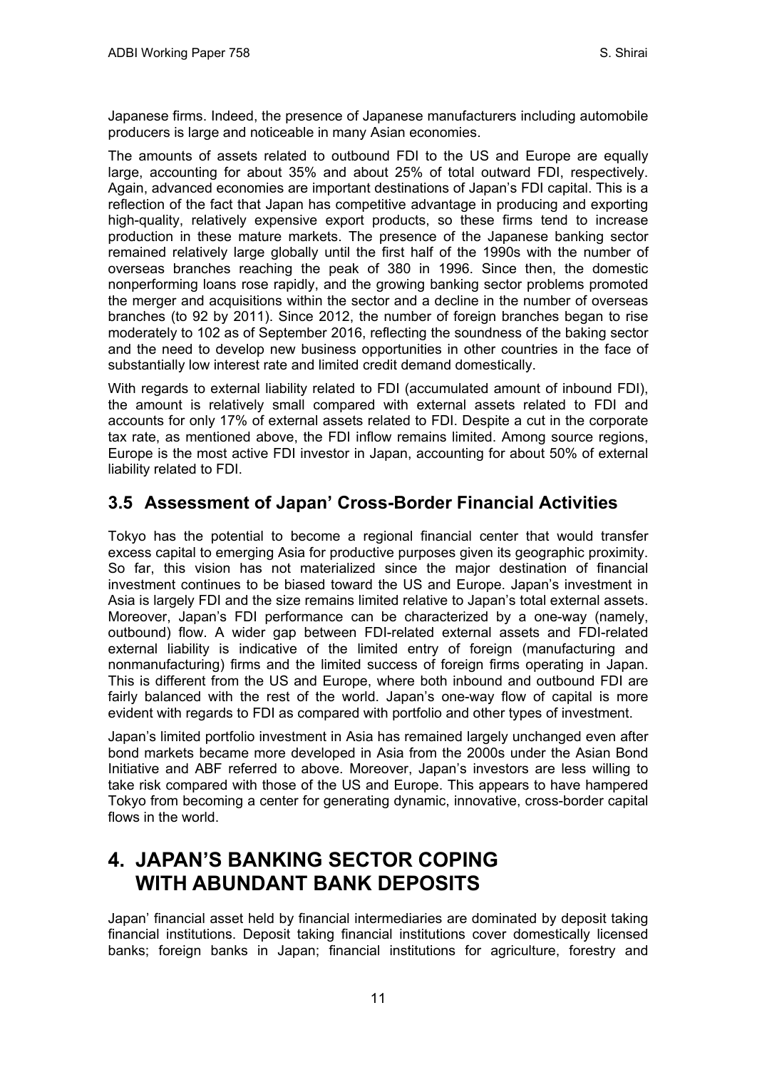Japanese firms. Indeed, the presence of Japanese manufacturers including automobile producers is large and noticeable in many Asian economies.

The amounts of assets related to outbound FDI to the US and Europe are equally large, accounting for about 35% and about 25% of total outward FDI, respectively. Again, advanced economies are important destinations of Japan's FDI capital. This is a reflection of the fact that Japan has competitive advantage in producing and exporting high-quality, relatively expensive export products, so these firms tend to increase production in these mature markets. The presence of the Japanese banking sector remained relatively large globally until the first half of the 1990s with the number of overseas branches reaching the peak of 380 in 1996. Since then, the domestic nonperforming loans rose rapidly, and the growing banking sector problems promoted the merger and acquisitions within the sector and a decline in the number of overseas branches (to 92 by 2011). Since 2012, the number of foreign branches began to rise moderately to 102 as of September 2016, reflecting the soundness of the baking sector and the need to develop new business opportunities in other countries in the face of substantially low interest rate and limited credit demand domestically.

With regards to external liability related to FDI (accumulated amount of inbound FDI), the amount is relatively small compared with external assets related to FDI and accounts for only 17% of external assets related to FDI. Despite a cut in the corporate tax rate, as mentioned above, the FDI inflow remains limited. Among source regions, Europe is the most active FDI investor in Japan, accounting for about 50% of external liability related to FDI.

## 3.5 Assessment of Japan' Cross-Border Financial Activities

Tokyo has the potential to become a regional financial center that would transfer excess capital to emerging Asia for productive purposes given its geographic proximity. So far, this vision has not materialized since the major destination of financial investment continues to be biased toward the US and Europe. Japan's investment in Asia is largely FDI and the size remains limited relative to Japan's total external assets. Moreover, Japan's FDI performance can be characterized by a one-way (namely, outbound) flow. A wider gap between FDI-related external assets and FDI-related external liability is indicative of the limited entry of foreign (manufacturing and nonmanufacturing) firms and the limited success of foreign firms operating in Japan. This is different from the US and Europe, where both inbound and outbound FDI are fairly balanced with the rest of the world. Japan's one-way flow of capital is more evident with regards to FDI as compared with portfolio and other types of investment.

Japan's limited portfolio investment in Asia has remained largely unchanged even after bond markets became more developed in Asia from the 2000s under the Asian Bond Initiative and ABF referred to above. Moreover, Japan's investors are less willing to take risk compared with those of the US and Europe. This appears to have hampered Tokyo from becoming a center for generating dynamic, innovative, cross-border capital flows in the world.

# 4. JAPAN'S BANKING SECTOR COPING WITH ABUNDANT BANK DEPOSITS

Japan' financial asset held by financial intermediaries are dominated by deposit taking financial institutions. Deposit taking financial institutions cover domestically licensed banks; foreign banks in Japan; financial institutions for agriculture, forestry and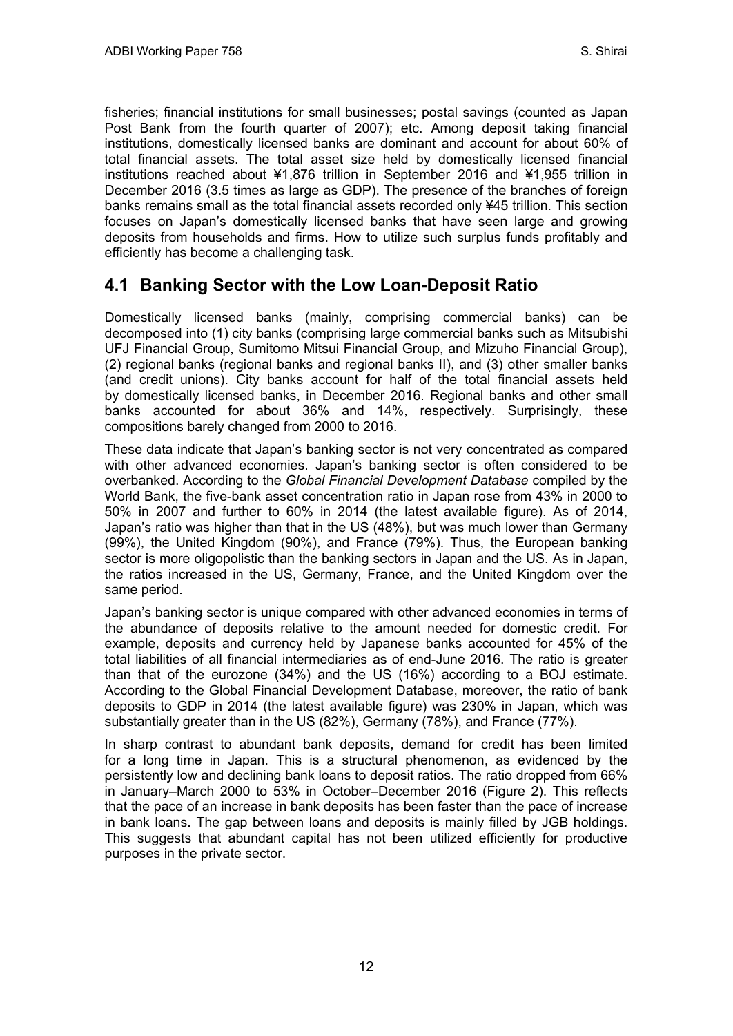fisheries; financial institutions for small businesses; postal savings (counted as Japan Post Bank from the fourth quarter of 2007); etc. Among deposit taking financial institutions, domestically licensed banks are dominant and account for about 60% of total financial assets. The total asset size held by domestically licensed financial institutions reached about ¥1,876 trillion in September 2016 and ¥1,955 trillion in December 2016 (3.5 times as large as GDP). The presence of the branches of foreign banks remains small as the total financial assets recorded only ¥45 trillion. This section focuses on Japan's domestically licensed banks that have seen large and growing deposits from households and firms. How to utilize such surplus funds profitably and efficiently has become a challenging task.

## 4.1 Banking Sector with the Low Loan-Deposit Ratio

Domestically licensed banks (mainly, comprising commercial banks) can be decomposed into (1) city banks (comprising large commercial banks such as Mitsubishi UFJ Financial Group, Sumitomo Mitsui Financial Group, and Mizuho Financial Group), (2) regional banks (regional banks and regional banks II), and (3) other smaller banks (and credit unions). City banks account for half of the total financial assets held by domestically licensed banks, in December 2016. Regional banks and other small banks accounted for about 36% and 14%, respectively. Surprisingly, these compositions barely changed from 2000 to 2016.

These data indicate that Japan's banking sector is not very concentrated as compared with other advanced economies. Japan's banking sector is often considered to be overbanked. According to the *Global Financial Development Database* compiled by the World Bank, the five-bank asset concentration ratio in Japan rose from 43% in 2000 to 50% in 2007 and further to 60% in 2014 (the latest available figure). As of 2014, Japan's ratio was higher than that in the US (48%), but was much lower than Germany (99%), the United Kingdom (90%), and France (79%). Thus, the European banking sector is more oligopolistic than the banking sectors in Japan and the US. As in Japan, the ratios increased in the US, Germany, France, and the United Kingdom over the same period.

Japan's banking sector is unique compared with other advanced economies in terms of the abundance of deposits relative to the amount needed for domestic credit. For example, deposits and currency held by Japanese banks accounted for 45% of the total liabilities of all financial intermediaries as of end-June 2016. The ratio is greater than that of the eurozone (34%) and the US (16%) according to a BOJ estimate. According to the Global Financial Development Database, moreover, the ratio of bank deposits to GDP in 2014 (the latest available figure) was 230% in Japan, which was substantially greater than in the US (82%), Germany (78%), and France (77%).

In sharp contrast to abundant bank deposits, demand for credit has been limited for a long time in Japan. This is a structural phenomenon, as evidenced by the persistently low and declining bank loans to deposit ratios. The ratio dropped from 66% in January–March 2000 to 53% in October–December 2016 (Figure 2). This reflects that the pace of an increase in bank deposits has been faster than the pace of increase in bank loans. The gap between loans and deposits is mainly filled by JGB holdings. This suggests that abundant capital has not been utilized efficiently for productive purposes in the private sector.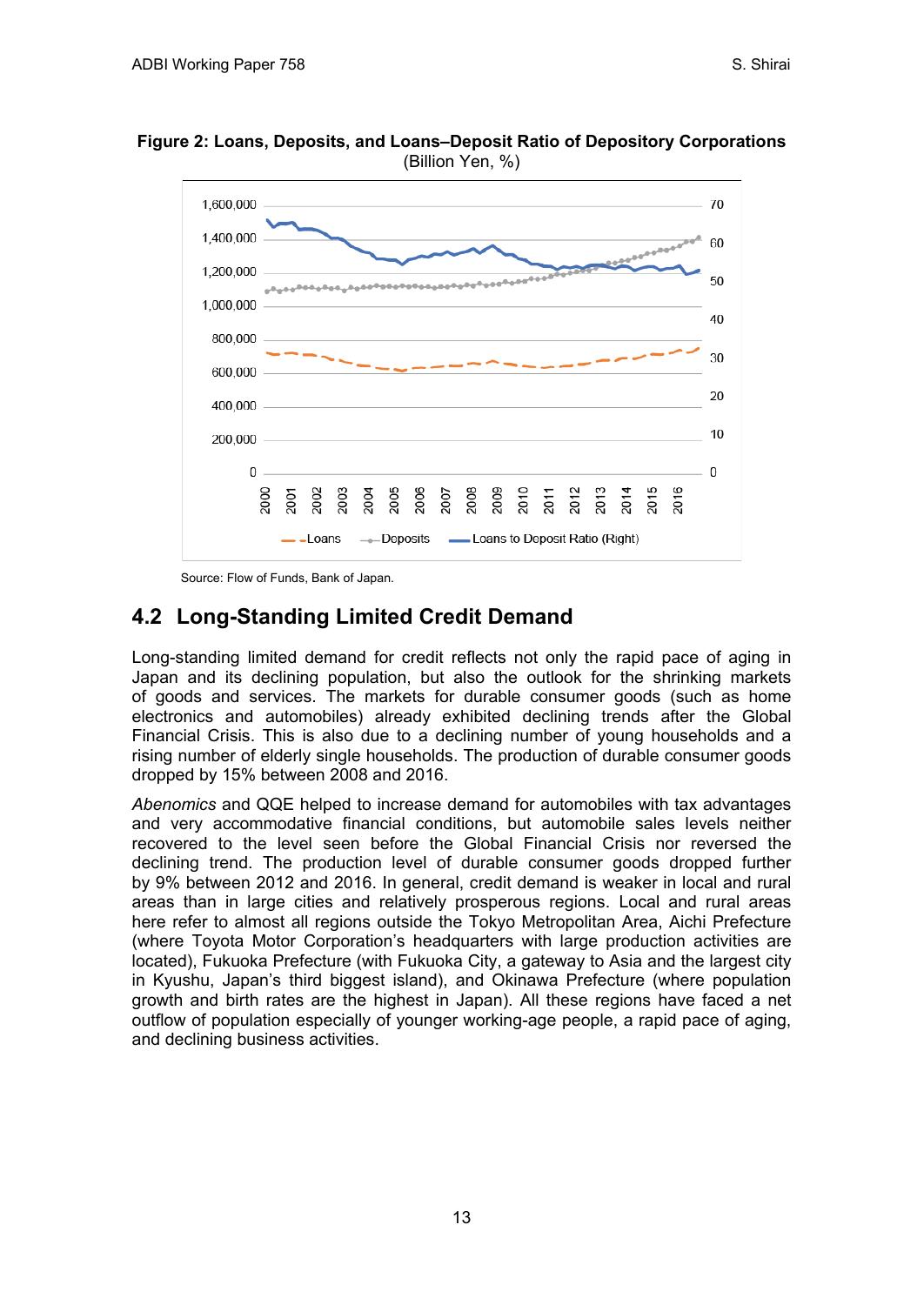**Figure 2: Loans, Deposits, and Loans–Deposit Ratio of Depository Corporations**
(Billion Yen, %)

Source: Flow of Funds, Bank of Japan.

## 4.2 Long-Standing Limited Credit Demand

Long-standing limited demand for credit reflects not only the rapid pace of aging in Japan and its declining population, but also the outlook for the shrinking markets of goods and services. The markets for durable consumer goods (such as home electronics and automobiles) already exhibited declining trends after the Global Financial Crisis. This is also due to a declining number of young households and a rising number of elderly single households. The production of durable consumer goods dropped by 15% between 2008 and 2016.

*Abenomics* and QQE helped to increase demand for automobiles with tax advantages and very accommodative financial conditions, but automobile sales levels neither recovered to the level seen before the Global Financial Crisis nor reversed the declining trend. The production level of durable consumer goods dropped further by 9% between 2012 and 2016. In general, credit demand is weaker in local and rural areas than in large cities and relatively prosperous regions. Local and rural areas here refer to almost all regions outside the Tokyo Metropolitan Area, Aichi Prefecture (where Toyota Motor Corporation's headquarters with large production activities are located), Fukuoka Prefecture (with Fukuoka City, a gateway to Asia and the largest city in Kyushu, Japan's third biggest island), and Okinawa Prefecture (where population growth and birth rates are the highest in Japan). All these regions have faced a net outflow of population especially of younger working-age people, a rapid pace of aging, and declining business activities.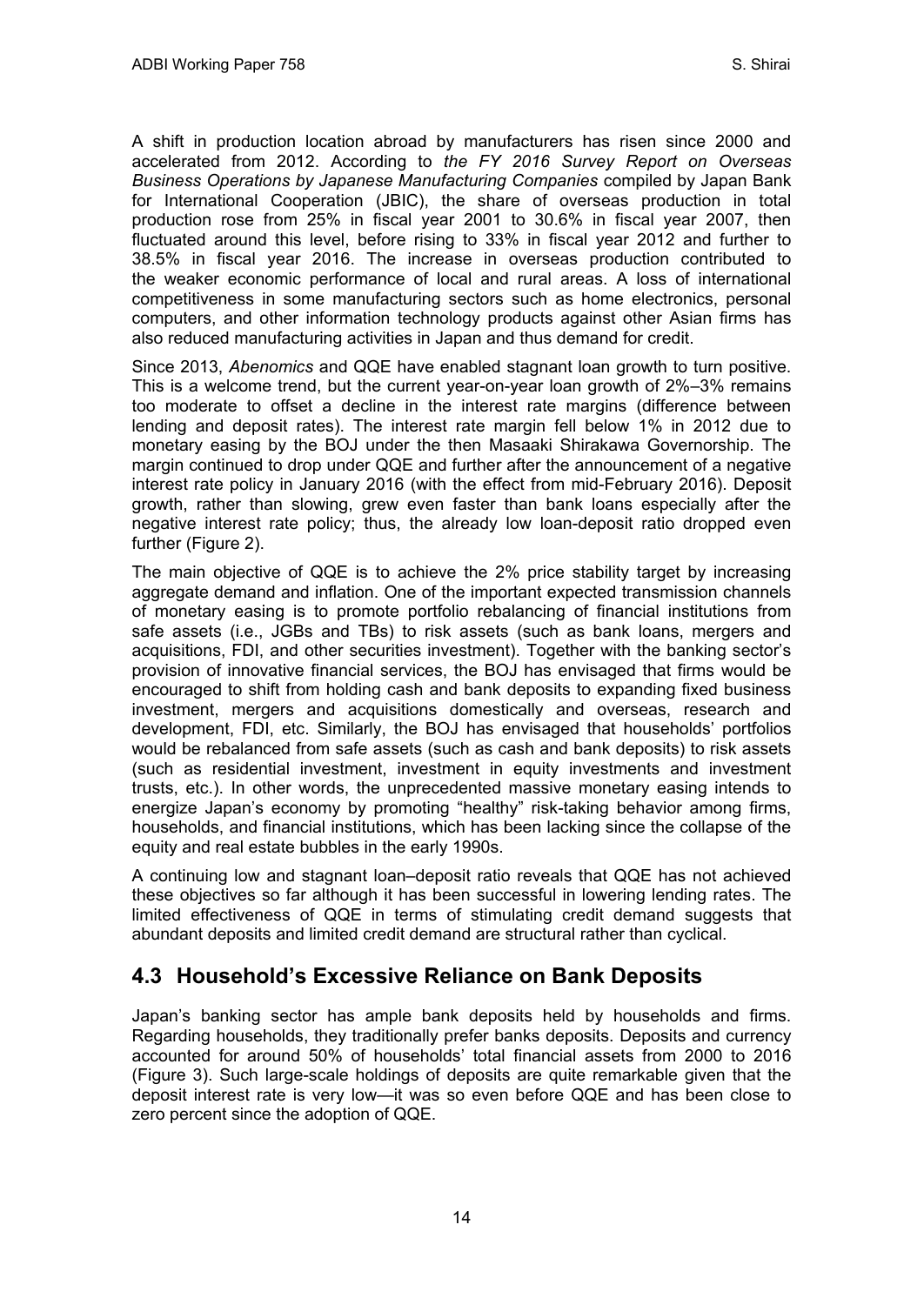A shift in production location abroad by manufacturers has risen since 2000 and accelerated from 2012. According to *the FY 2016 Survey Report on Overseas Business Operations by Japanese Manufacturing Companies* compiled by Japan Bank for International Cooperation (JBIC), the share of overseas production in total production rose from 25% in fiscal year 2001 to 30.6% in fiscal year 2007, then fluctuated around this level, before rising to 33% in fiscal year 2012 and further to 38.5% in fiscal year 2016. The increase in overseas production contributed to the weaker economic performance of local and rural areas. A loss of international competitiveness in some manufacturing sectors such as home electronics, personal computers, and other information technology products against other Asian firms has also reduced manufacturing activities in Japan and thus demand for credit.

Since 2013, *Abenomics* and QQE have enabled stagnant loan growth to turn positive. This is a welcome trend, but the current year-on-year loan growth of 2%–3% remains too moderate to offset a decline in the interest rate margins (difference between lending and deposit rates). The interest rate margin fell below 1% in 2012 due to monetary easing by the BOJ under the then Masaaki Shirakawa Governorship. The margin continued to drop under QQE and further after the announcement of a negative interest rate policy in January 2016 (with the effect from mid-February 2016). Deposit growth, rather than slowing, grew even faster than bank loans especially after the negative interest rate policy; thus, the already low loan-deposit ratio dropped even further (Figure 2).

The main objective of QQE is to achieve the 2% price stability target by increasing aggregate demand and inflation. One of the important expected transmission channels of monetary easing is to promote portfolio rebalancing of financial institutions from safe assets (i.e., JGBs and TBs) to risk assets (such as bank loans, mergers and acquisitions, FDI, and other securities investment). Together with the banking sector's provision of innovative financial services, the BOJ has envisaged that firms would be encouraged to shift from holding cash and bank deposits to expanding fixed business investment, mergers and acquisitions domestically and overseas, research and development, FDI, etc. Similarly, the BOJ has envisaged that households' portfolios would be rebalanced from safe assets (such as cash and bank deposits) to risk assets (such as residential investment, investment in equity investments and investment trusts, etc.). In other words, the unprecedented massive monetary easing intends to energize Japan's economy by promoting "healthy" risk-taking behavior among firms, households, and financial institutions, which has been lacking since the collapse of the equity and real estate bubbles in the early 1990s.

A continuing low and stagnant loan–deposit ratio reveals that QQE has not achieved these objectives so far although it has been successful in lowering lending rates. The limited effectiveness of QQE in terms of stimulating credit demand suggests that abundant deposits and limited credit demand are structural rather than cyclical.

## 4.3 Household's Excessive Reliance on Bank Deposits

Japan's banking sector has ample bank deposits held by households and firms. Regarding households, they traditionally prefer banks deposits. Deposits and currency accounted for around 50% of households' total financial assets from 2000 to 2016 (Figure 3). Such large-scale holdings of deposits are quite remarkable given that the deposit interest rate is very low—it was so even before QQE and has been close to zero percent since the adoption of QQE.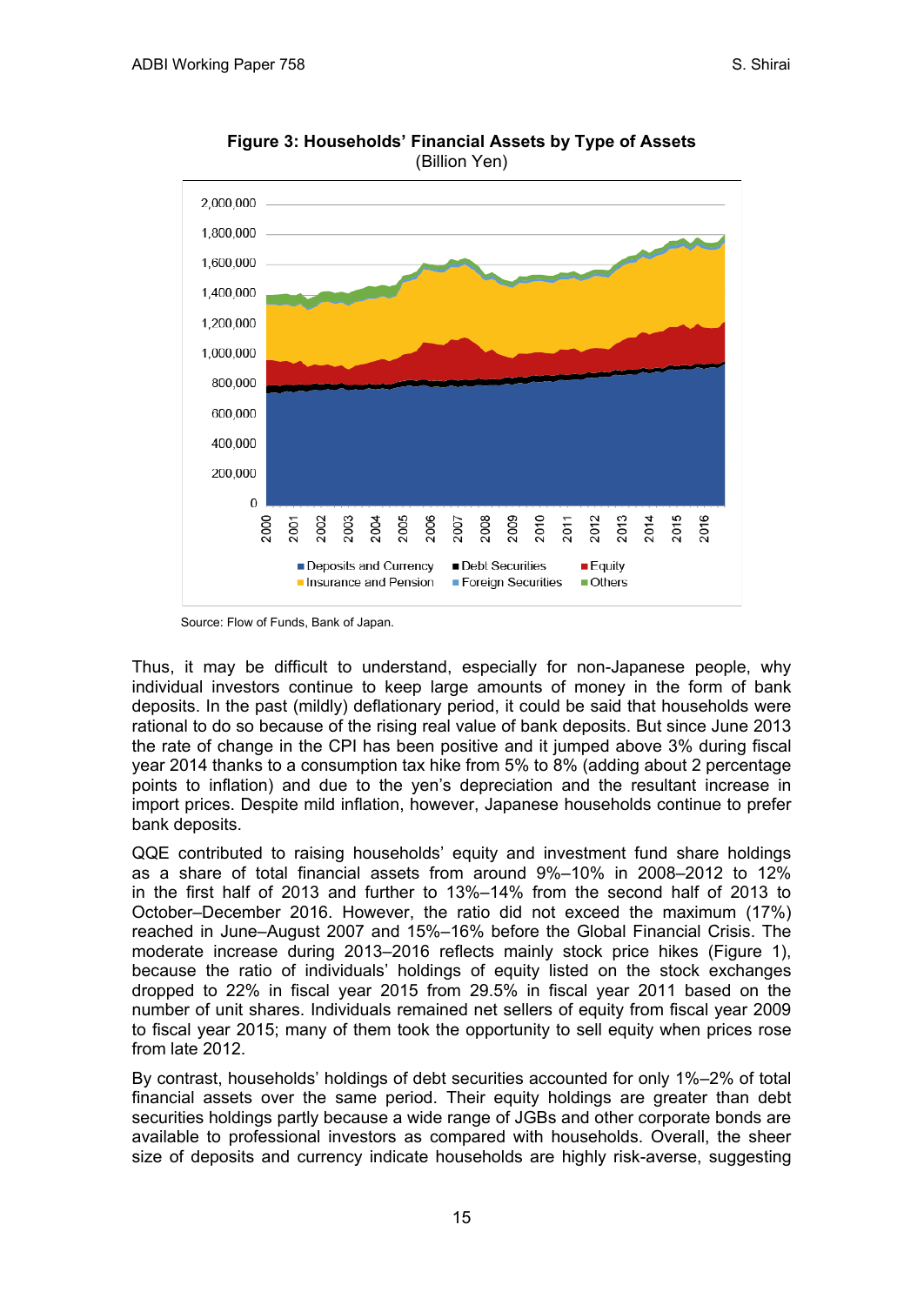**Figure 3: Households' Financial Assets by Type of Assets**
(Billion Yen)

Source: Flow of Funds, Bank of Japan.

Thus, it may be difficult to understand, especially for non-Japanese people, why individual investors continue to keep large amounts of money in the form of bank deposits. In the past (mildly) deflationary period, it could be said that households were rational to do so because of the rising real value of bank deposits. But since June 2013 the rate of change in the CPI has been positive and it jumped above 3% during fiscal year 2014 thanks to a consumption tax hike from 5% to 8% (adding about 2 percentage points to inflation) and due to the yen's depreciation and the resultant increase in import prices. Despite mild inflation, however, Japanese households continue to prefer bank deposits.

QQE contributed to raising households' equity and investment fund share holdings as a share of total financial assets from around 9%–10% in 2008–2012 to 12% in the first half of 2013 and further to 13%–14% from the second half of 2013 to October–December 2016. However, the ratio did not exceed the maximum (17%) reached in June–August 2007 and 15%–16% before the Global Financial Crisis. The moderate increase during 2013–2016 reflects mainly stock price hikes (Figure 1), because the ratio of individuals' holdings of equity listed on the stock exchanges dropped to 22% in fiscal year 2015 from 29.5% in fiscal year 2011 based on the number of unit shares. Individuals remained net sellers of equity from fiscal year 2009 to fiscal year 2015; many of them took the opportunity to sell equity when prices rose from late 2012.

By contrast, households' holdings of debt securities accounted for only 1%–2% of total financial assets over the same period. Their equity holdings are greater than debt securities holdings partly because a wide range of JGBs and other corporate bonds are available to professional investors as compared with households. Overall, the sheer size of deposits and currency indicate households are highly risk-averse, suggesting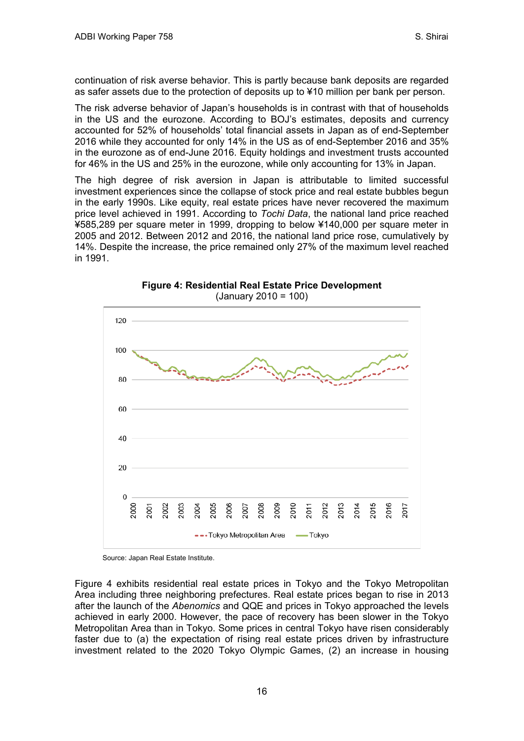continuation of risk averse behavior. This is partly because bank deposits are regarded as safer assets due to the protection of deposits up to ¥10 million per bank per person.

The risk adverse behavior of Japan's households is in contrast with that of households in the US and the eurozone. According to BOJ's estimates, deposits and currency accounted for 52% of households' total financial assets in Japan as of end-September 2016 while they accounted for only 14% in the US as of end-September 2016 and 35% in the eurozone as of end-June 2016. Equity holdings and investment trusts accounted for 46% in the US and 25% in the eurozone, while only accounting for 13% in Japan.

The high degree of risk aversion in Japan is attributable to limited successful investment experiences since the collapse of stock price and real estate bubbles begun in the early 1990s. Like equity, real estate prices have never recovered the maximum price level achieved in 1991. According to *Tochi Data*, the national land price reached ¥585,289 per square meter in 1999, dropping to below ¥140,000 per square meter in 2005 and 2012. Between 2012 and 2016, the national land price rose, cumulatively by 14%. Despite the increase, the price remained only 27% of the maximum level reached in 1991.

**Figure 4: Residential Real Estate Price Development**
(January 2010 = 100)

Source: Japan Real Estate Institute.

Figure 4 exhibits residential real estate prices in Tokyo and the Tokyo Metropolitan Area including three neighboring prefectures. Real estate prices began to rise in 2013 after the launch of the *Abenomics* and QQE and prices in Tokyo approached the levels achieved in early 2000. However, the pace of recovery has been slower in the Tokyo Metropolitan Area than in Tokyo. Some prices in central Tokyo have risen considerably faster due to (a) the expectation of rising real estate prices driven by infrastructure investment related to the 2020 Tokyo Olympic Games, (2) an increase in housing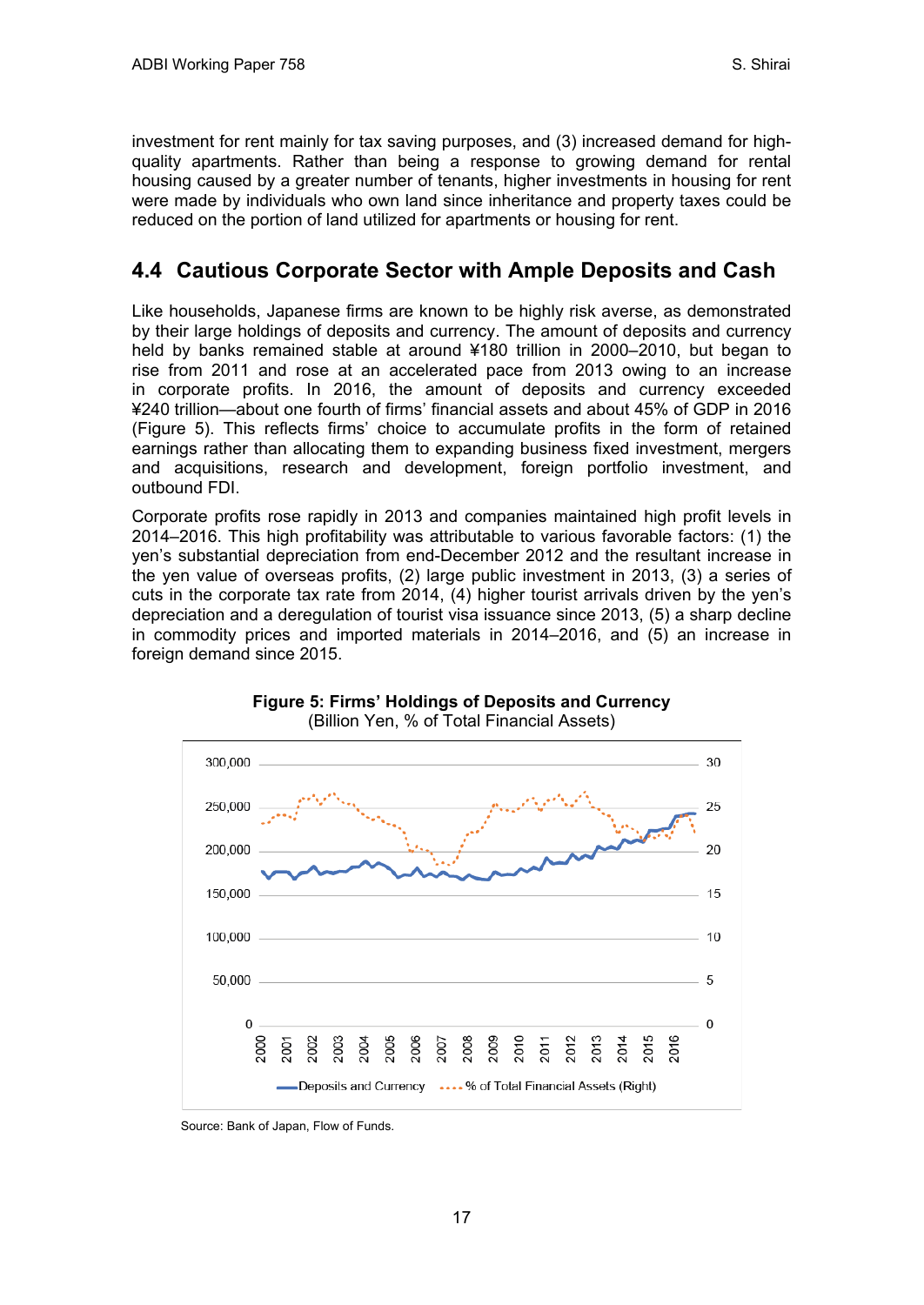investment for rent mainly for tax saving purposes, and (3) increased demand for high-quality apartments. Rather than being a response to growing demand for rental housing caused by a greater number of tenants, higher investments in housing for rent were made by individuals who own land since inheritance and property taxes could be reduced on the portion of land utilized for apartments or housing for rent.

## 4.4 Cautious Corporate Sector with Ample Deposits and Cash

Like households, Japanese firms are known to be highly risk averse, as demonstrated by their large holdings of deposits and currency. The amount of deposits and currency held by banks remained stable at around ¥180 trillion in 2000–2010, but began to rise from 2011 and rose at an accelerated pace from 2013 owing to an increase in corporate profits. In 2016, the amount of deposits and currency exceeded ¥240 trillion—about one fourth of firms' financial assets and about 45% of GDP in 2016 (Figure 5). This reflects firms' choice to accumulate profits in the form of retained earnings rather than allocating them to expanding business fixed investment, mergers and acquisitions, research and development, foreign portfolio investment, and outbound FDI.

Corporate profits rose rapidly in 2013 and companies maintained high profit levels in 2014–2016. This high profitability was attributable to various favorable factors: (1) the yen's substantial depreciation from end-December 2012 and the resultant increase in the yen value of overseas profits, (2) large public investment in 2013, (3) a series of cuts in the corporate tax rate from 2014, (4) higher tourist arrivals driven by the yen's depreciation and a deregulation of tourist visa issuance since 2013, (5) a sharp decline in commodity prices and imported materials in 2014–2016, and (5) an increase in foreign demand since 2015.

**Figure 5: Firms' Holdings of Deposits and Currency**
(Billion Yen, % of Total Financial Assets)

Source: Bank of Japan, Flow of Funds.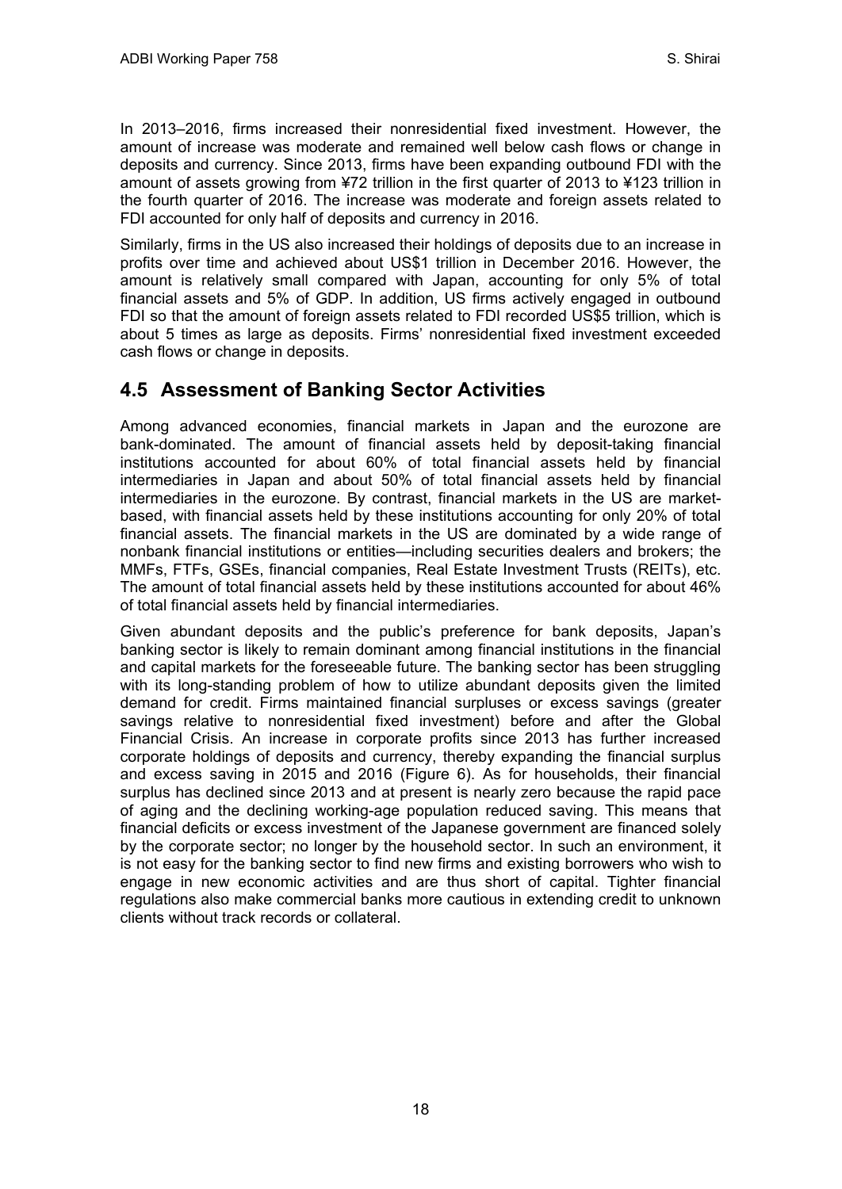In 2013–2016, firms increased their nonresidential fixed investment. However, the amount of increase was moderate and remained well below cash flows or change in deposits and currency. Since 2013, firms have been expanding outbound FDI with the amount of assets growing from ¥72 trillion in the first quarter of 2013 to ¥123 trillion in the fourth quarter of 2016. The increase was moderate and foreign assets related to FDI accounted for only half of deposits and currency in 2016.

Similarly, firms in the US also increased their holdings of deposits due to an increase in profits over time and achieved about US$1 trillion in December 2016. However, the amount is relatively small compared with Japan, accounting for only 5% of total financial assets and 5% of GDP. In addition, US firms actively engaged in outbound FDI so that the amount of foreign assets related to FDI recorded US$5 trillion, which is about 5 times as large as deposits. Firms' nonresidential fixed investment exceeded cash flows or change in deposits.

## 4.5 Assessment of Banking Sector Activities

Among advanced economies, financial markets in Japan and the eurozone are bank-dominated. The amount of financial assets held by deposit-taking financial institutions accounted for about 60% of total financial assets held by financial intermediaries in Japan and about 50% of total financial assets held by financial intermediaries in the eurozone. By contrast, financial markets in the US are market-based, with financial assets held by these institutions accounting for only 20% of total financial assets. The financial markets in the US are dominated by a wide range of nonbank financial institutions or entities—including securities dealers and brokers; the MMFs, FTFs, GSEs, financial companies, Real Estate Investment Trusts (REITs), etc. The amount of total financial assets held by these institutions accounted for about 46% of total financial assets held by financial intermediaries.

Given abundant deposits and the public's preference for bank deposits, Japan's banking sector is likely to remain dominant among financial institutions in the financial and capital markets for the foreseeable future. The banking sector has been struggling with its long-standing problem of how to utilize abundant deposits given the limited demand for credit. Firms maintained financial surpluses or excess savings (greater savings relative to nonresidential fixed investment) before and after the Global Financial Crisis. An increase in corporate profits since 2013 has further increased corporate holdings of deposits and currency, thereby expanding the financial surplus and excess saving in 2015 and 2016 (Figure 6). As for households, their financial surplus has declined since 2013 and at present is nearly zero because the rapid pace of aging and the declining working-age population reduced saving. This means that financial deficits or excess investment of the Japanese government are financed solely by the corporate sector; no longer by the household sector. In such an environment, it is not easy for the banking sector to find new firms and existing borrowers who wish to engage in new economic activities and are thus short of capital. Tighter financial regulations also make commercial banks more cautious in extending credit to unknown clients without track records or collateral.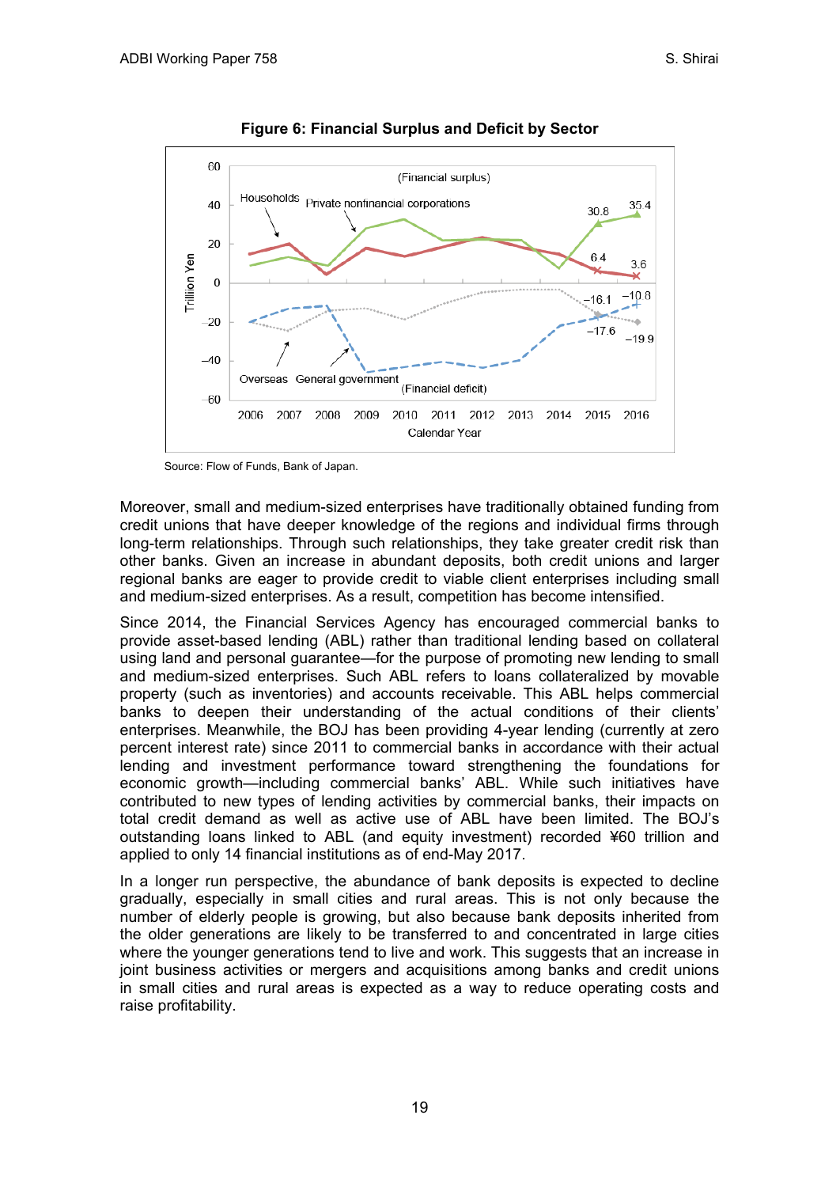**Figure 6: Financial Surplus and Deficit by Sector**

Source: Flow of Funds, Bank of Japan.

Moreover, small and medium-sized enterprises have traditionally obtained funding from credit unions that have deeper knowledge of the regions and individual firms through long-term relationships. Through such relationships, they take greater credit risk than other banks. Given an increase in abundant deposits, both credit unions and larger regional banks are eager to provide credit to viable client enterprises including small and medium-sized enterprises. As a result, competition has become intensified.

Since 2014, the Financial Services Agency has encouraged commercial banks to provide asset-based lending (ABL) rather than traditional lending based on collateral using land and personal guarantee—for the purpose of promoting new lending to small and medium-sized enterprises. Such ABL refers to loans collateralized by movable property (such as inventories) and accounts receivable. This ABL helps commercial banks to deepen their understanding of the actual conditions of their clients' enterprises. Meanwhile, the BOJ has been providing 4-year lending (currently at zero percent interest rate) since 2011 to commercial banks in accordance with their actual lending and investment performance toward strengthening the foundations for economic growth—including commercial banks' ABL. While such initiatives have contributed to new types of lending activities by commercial banks, their impacts on total credit demand as well as active use of ABL have been limited. The BOJ's outstanding loans linked to ABL (and equity investment) recorded ¥60 trillion and applied to only 14 financial institutions as of end-May 2017.

In a longer run perspective, the abundance of bank deposits is expected to decline gradually, especially in small cities and rural areas. This is not only because the number of elderly people is growing, but also because bank deposits inherited from the older generations are likely to be transferred to and concentrated in large cities where the younger generations tend to live and work. This suggests that an increase in joint business activities or mergers and acquisitions among banks and credit unions in small cities and rural areas is expected as a way to reduce operating costs and raise profitability.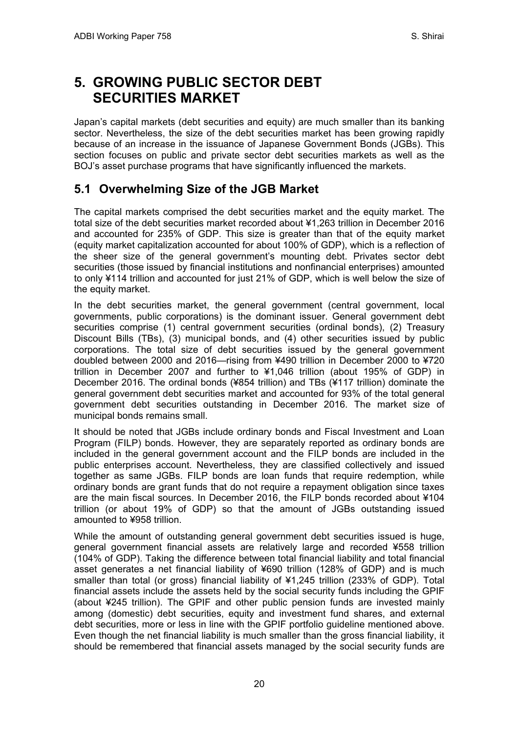# 5. GROWING PUBLIC SECTOR DEBT SECURITIES MARKET

Japan's capital markets (debt securities and equity) are much smaller than its banking sector. Nevertheless, the size of the debt securities market has been growing rapidly because of an increase in the issuance of Japanese Government Bonds (JGBs). This section focuses on public and private sector debt securities markets as well as the BOJ's asset purchase programs that have significantly influenced the markets.

## 5.1 Overwhelming Size of the JGB Market

The capital markets comprised the debt securities market and the equity market. The total size of the debt securities market recorded about ¥1,263 trillion in December 2016 and accounted for 235% of GDP. This size is greater than that of the equity market (equity market capitalization accounted for about 100% of GDP), which is a reflection of the sheer size of the general government's mounting debt. Privates sector debt securities (those issued by financial institutions and nonfinancial enterprises) amounted to only ¥114 trillion and accounted for just 21% of GDP, which is well below the size of the equity market.

In the debt securities market, the general government (central government, local governments, public corporations) is the dominant issuer. General government debt securities comprise (1) central government securities (ordinal bonds), (2) Treasury Discount Bills (TBs), (3) municipal bonds, and (4) other securities issued by public corporations. The total size of debt securities issued by the general government doubled between 2000 and 2016—rising from ¥490 trillion in December 2000 to ¥720 trillion in December 2007 and further to ¥1,046 trillion (about 195% of GDP) in December 2016. The ordinal bonds (¥854 trillion) and TBs (¥117 trillion) dominate the general government debt securities market and accounted for 93% of the total general government debt securities outstanding in December 2016. The market size of municipal bonds remains small.

It should be noted that JGBs include ordinary bonds and Fiscal Investment and Loan Program (FILP) bonds. However, they are separately reported as ordinary bonds are included in the general government account and the FILP bonds are included in the public enterprises account. Nevertheless, they are classified collectively and issued together as same JGBs. FILP bonds are loan funds that require redemption, while ordinary bonds are grant funds that do not require a repayment obligation since taxes are the main fiscal sources. In December 2016, the FILP bonds recorded about ¥104 trillion (or about 19% of GDP) so that the amount of JGBs outstanding issued amounted to ¥958 trillion.

While the amount of outstanding general government debt securities issued is huge, general government financial assets are relatively large and recorded ¥558 trillion (104% of GDP). Taking the difference between total financial liability and total financial asset generates a net financial liability of ¥690 trillion (128% of GDP) and is much smaller than total (or gross) financial liability of ¥1,245 trillion (233% of GDP). Total financial assets include the assets held by the social security funds including the GPIF (about ¥245 trillion). The GPIF and other public pension funds are invested mainly among (domestic) debt securities, equity and investment fund shares, and external debt securities, more or less in line with the GPIF portfolio guideline mentioned above. Even though the net financial liability is much smaller than the gross financial liability, it should be remembered that financial assets managed by the social security funds are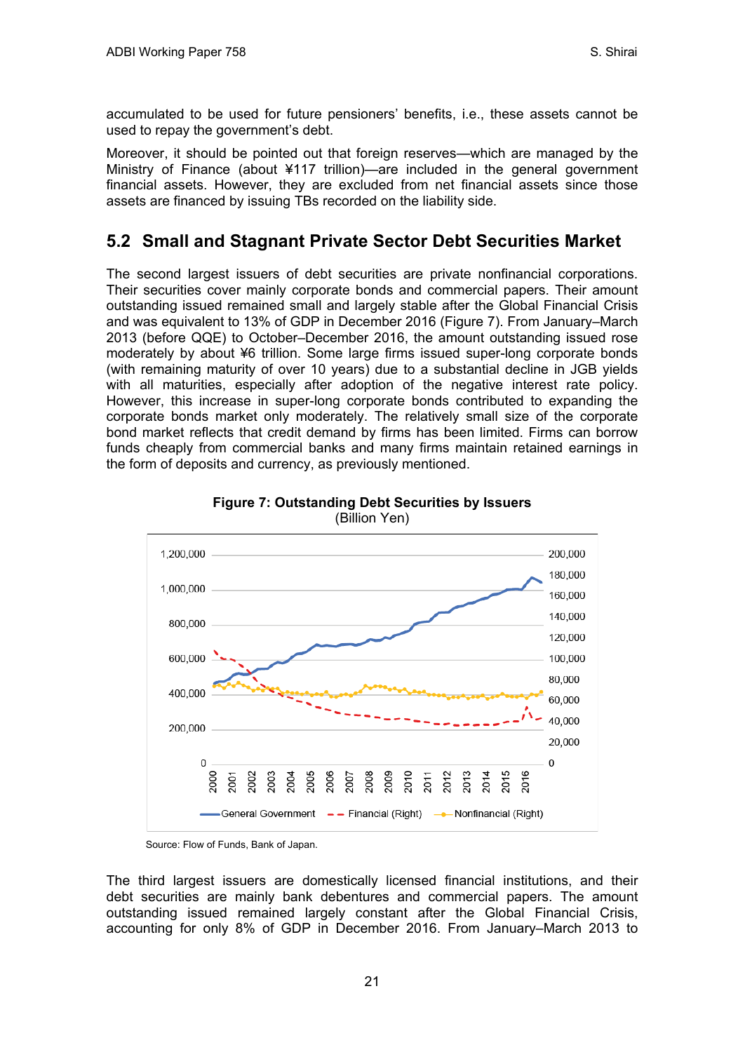accumulated to be used for future pensioners' benefits, i.e., these assets cannot be used to repay the government's debt.

Moreover, it should be pointed out that foreign reserves—which are managed by the Ministry of Finance (about ¥117 trillion)—are included in the general government financial assets. However, they are excluded from net financial assets since those assets are financed by issuing TBs recorded on the liability side.

## 5.2 Small and Stagnant Private Sector Debt Securities Market

The second largest issuers of debt securities are private nonfinancial corporations. Their securities cover mainly corporate bonds and commercial papers. Their amount outstanding issued remained small and largely stable after the Global Financial Crisis and was equivalent to 13% of GDP in December 2016 (Figure 7). From January–March 2013 (before QQE) to October–December 2016, the amount outstanding issued rose moderately by about ¥6 trillion. Some large firms issued super-long corporate bonds (with remaining maturity of over 10 years) due to a substantial decline in JGB yields with all maturities, especially after adoption of the negative interest rate policy. However, this increase in super-long corporate bonds contributed to expanding the corporate bonds market only moderately. The relatively small size of the corporate bond market reflects that credit demand by firms has been limited. Firms can borrow funds cheaply from commercial banks and many firms maintain retained earnings in the form of deposits and currency, as previously mentioned.

**Figure 7: Outstanding Debt Securities by Issuers**
(Billion Yen)

Source: Flow of Funds, Bank of Japan.

The third largest issuers are domestically licensed financial institutions, and their debt securities are mainly bank debentures and commercial papers. The amount outstanding issued remained largely constant after the Global Financial Crisis, accounting for only 8% of GDP in December 2016. From January–March 2013 to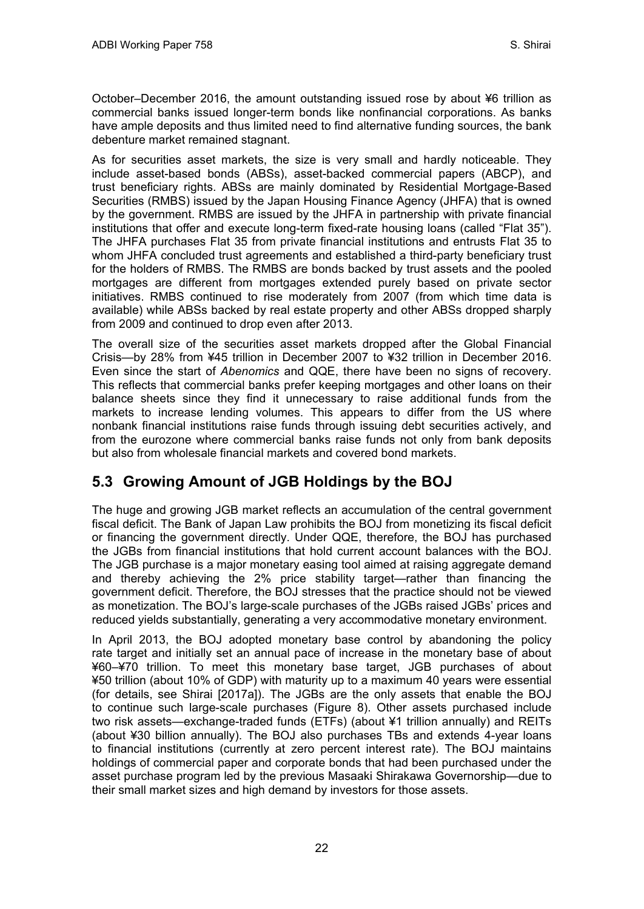October–December 2016, the amount outstanding issued rose by about ¥6 trillion as commercial banks issued longer-term bonds like nonfinancial corporations. As banks have ample deposits and thus limited need to find alternative funding sources, the bank debenture market remained stagnant.

As for securities asset markets, the size is very small and hardly noticeable. They include asset-based bonds (ABSs), asset-backed commercial papers (ABCP), and trust beneficiary rights. ABSs are mainly dominated by Residential Mortgage-Based Securities (RMBS) issued by the Japan Housing Finance Agency (JHFA) that is owned by the government. RMBS are issued by the JHFA in partnership with private financial institutions that offer and execute long-term fixed-rate housing loans (called "Flat 35"). The JHFA purchases Flat 35 from private financial institutions and entrusts Flat 35 to whom JHFA concluded trust agreements and established a third-party beneficiary trust for the holders of RMBS. The RMBS are bonds backed by trust assets and the pooled mortgages are different from mortgages extended purely based on private sector initiatives. RMBS continued to rise moderately from 2007 (from which time data is available) while ABSs backed by real estate property and other ABSs dropped sharply from 2009 and continued to drop even after 2013.

The overall size of the securities asset markets dropped after the Global Financial Crisis—by 28% from ¥45 trillion in December 2007 to ¥32 trillion in December 2016. Even since the start of *Abenomics* and QQE, there have been no signs of recovery. This reflects that commercial banks prefer keeping mortgages and other loans on their balance sheets since they find it unnecessary to raise additional funds from the markets to increase lending volumes. This appears to differ from the US where nonbank financial institutions raise funds through issuing debt securities actively, and from the eurozone where commercial banks raise funds not only from bank deposits but also from wholesale financial markets and covered bond markets.

## 5.3 Growing Amount of JGB Holdings by the BOJ

The huge and growing JGB market reflects an accumulation of the central government fiscal deficit. The Bank of Japan Law prohibits the BOJ from monetizing its fiscal deficit or financing the government directly. Under QQE, therefore, the BOJ has purchased the JGBs from financial institutions that hold current account balances with the BOJ. The JGB purchase is a major monetary easing tool aimed at raising aggregate demand and thereby achieving the 2% price stability target—rather than financing the government deficit. Therefore, the BOJ stresses that the practice should not be viewed as monetization. The BOJ's large-scale purchases of the JGBs raised JGBs' prices and reduced yields substantially, generating a very accommodative monetary environment.

In April 2013, the BOJ adopted monetary base control by abandoning the policy rate target and initially set an annual pace of increase in the monetary base of about ¥60–¥70 trillion. To meet this monetary base target, JGB purchases of about ¥50 trillion (about 10% of GDP) with maturity up to a maximum 40 years were essential (for details, see Shirai [2017a]). The JGBs are the only assets that enable the BOJ to continue such large-scale purchases (Figure 8). Other assets purchased include two risk assets—exchange-traded funds (ETFs) (about ¥1 trillion annually) and REITs (about ¥30 billion annually). The BOJ also purchases TBs and extends 4-year loans to financial institutions (currently at zero percent interest rate). The BOJ maintains holdings of commercial paper and corporate bonds that had been purchased under the asset purchase program led by the previous Masaaki Shirakawa Governorship—due to their small market sizes and high demand by investors for those assets.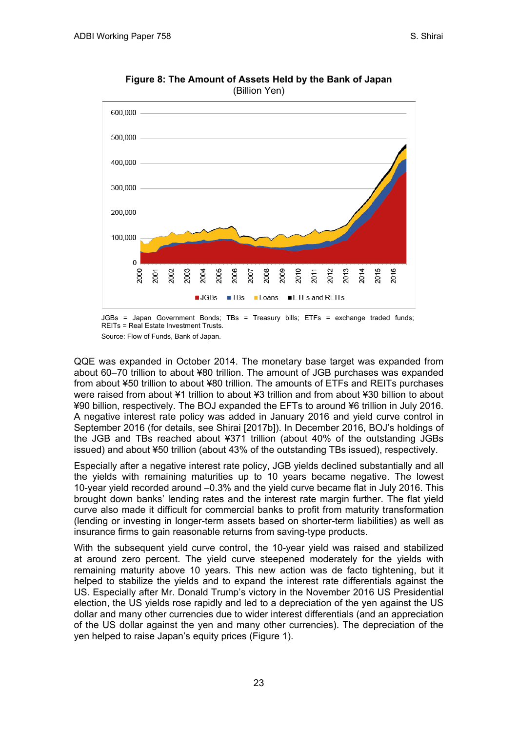**Figure 8: The Amount of Assets Held by the Bank of Japan**
(Billion Yen)

JGBs = Japan Government Bonds; TBs = Treasury bills; ETFs = exchange traded funds; REITs = Real Estate Investment Trusts.

Source: Flow of Funds, Bank of Japan.

QQE was expanded in October 2014. The monetary base target was expanded from about 60–70 trillion to about ¥80 trillion. The amount of JGB purchases was expanded from about ¥50 trillion to about ¥80 trillion. The amounts of ETFs and REITs purchases were raised from about ¥1 trillion to about ¥3 trillion and from about ¥30 billion to about ¥90 billion, respectively. The BOJ expanded the EFTs to around ¥6 trillion in July 2016. A negative interest rate policy was added in January 2016 and yield curve control in September 2016 (for details, see Shirai [2017b]). In December 2016, BOJ's holdings of the JGB and TBs reached about ¥371 trillion (about 40% of the outstanding JGBs issued) and about ¥50 trillion (about 43% of the outstanding TBs issued), respectively.

Especially after a negative interest rate policy, JGB yields declined substantially and all the yields with remaining maturities up to 10 years became negative. The lowest 10-year yield recorded around –0.3% and the yield curve became flat in July 2016. This brought down banks' lending rates and the interest rate margin further. The flat yield curve also made it difficult for commercial banks to profit from maturity transformation (lending or investing in longer-term assets based on shorter-term liabilities) as well as insurance firms to gain reasonable returns from saving-type products.

With the subsequent yield curve control, the 10-year yield was raised and stabilized at around zero percent. The yield curve steepened moderately for the yields with remaining maturity above 10 years. This new action was de facto tightening, but it helped to stabilize the yields and to expand the interest rate differentials against the US. Especially after Mr. Donald Trump's victory in the November 2016 US Presidential election, the US yields rose rapidly and led to a depreciation of the yen against the US dollar and many other currencies due to wider interest differentials (and an appreciation of the US dollar against the yen and many other currencies). The depreciation of the yen helped to raise Japan's equity prices (Figure 1).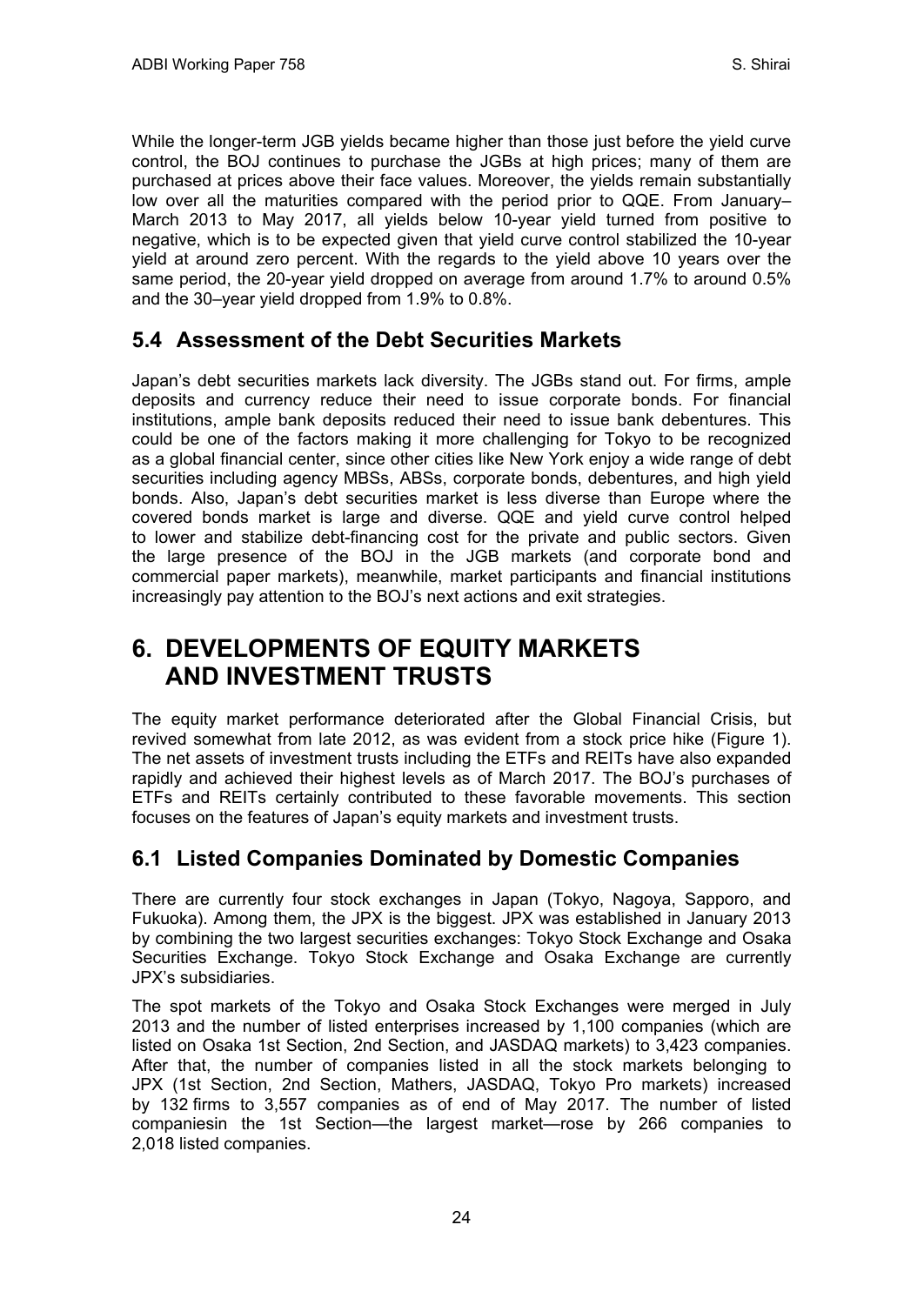While the longer-term JGB yields became higher than those just before the yield curve control, the BOJ continues to purchase the JGBs at high prices; many of them are purchased at prices above their face values. Moreover, the yields remain substantially low over all the maturities compared with the period prior to QQE. From January–March 2013 to May 2017, all yields below 10-year yield turned from positive to negative, which is to be expected given that yield curve control stabilized the 10-year yield at around zero percent. With the regards to the yield above 10 years over the same period, the 20-year yield dropped on average from around 1.7% to around 0.5% and the 30–year yield dropped from 1.9% to 0.8%.

## 5.4 Assessment of the Debt Securities Markets

Japan's debt securities markets lack diversity. The JGBs stand out. For firms, ample deposits and currency reduce their need to issue corporate bonds. For financial institutions, ample bank deposits reduced their need to issue bank debentures. This could be one of the factors making it more challenging for Tokyo to be recognized as a global financial center, since other cities like New York enjoy a wide range of debt securities including agency MBSs, ABSs, corporate bonds, debentures, and high yield bonds. Also, Japan's debt securities market is less diverse than Europe where the covered bonds market is large and diverse. QQE and yield curve control helped to lower and stabilize debt-financing cost for the private and public sectors. Given the large presence of the BOJ in the JGB markets (and corporate bond and commercial paper markets), meanwhile, market participants and financial institutions increasingly pay attention to the BOJ's next actions and exit strategies.

# 6. DEVELOPMENTS OF EQUITY MARKETS AND INVESTMENT TRUSTS

The equity market performance deteriorated after the Global Financial Crisis, but revived somewhat from late 2012, as was evident from a stock price hike (Figure 1). The net assets of investment trusts including the ETFs and REITs have also expanded rapidly and achieved their highest levels as of March 2017. The BOJ's purchases of ETFs and REITs certainly contributed to these favorable movements. This section focuses on the features of Japan's equity markets and investment trusts.

## 6.1 Listed Companies Dominated by Domestic Companies

There are currently four stock exchanges in Japan (Tokyo, Nagoya, Sapporo, and Fukuoka). Among them, the JPX is the biggest. JPX was established in January 2013 by combining the two largest securities exchanges: Tokyo Stock Exchange and Osaka Securities Exchange. Tokyo Stock Exchange and Osaka Exchange are currently JPX's subsidiaries.

The spot markets of the Tokyo and Osaka Stock Exchanges were merged in July 2013 and the number of listed enterprises increased by 1,100 companies (which are listed on Osaka 1st Section, 2nd Section, and JASDAQ markets) to 3,423 companies. After that, the number of companies listed in all the stock markets belonging to JPX (1st Section, 2nd Section, Mathers, JASDAQ, Tokyo Pro markets) increased by 132 firms to 3,557 companies as of end of May 2017. The number of listed companiesin the 1st Section—the largest market—rose by 266 companies to 2,018 listed companies.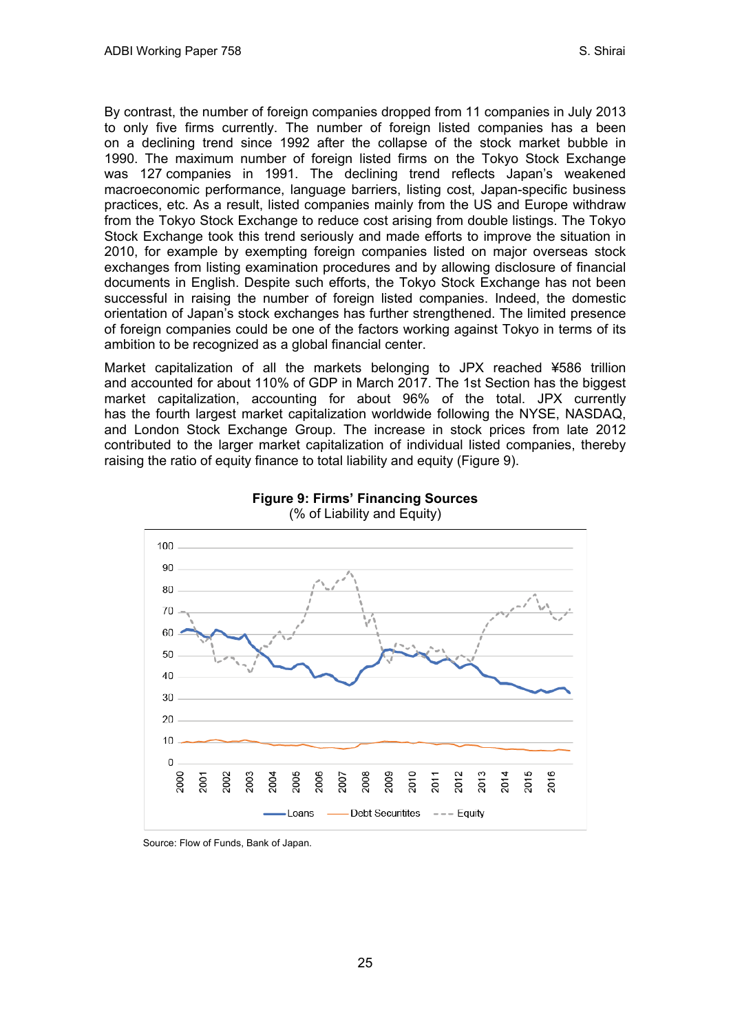By contrast, the number of foreign companies dropped from 11 companies in July 2013 to only five firms currently. The number of foreign listed companies has a been on a declining trend since 1992 after the collapse of the stock market bubble in 1990. The maximum number of foreign listed firms on the Tokyo Stock Exchange was 127 companies in 1991. The declining trend reflects Japan's weakened macroeconomic performance, language barriers, listing cost, Japan-specific business practices, etc. As a result, listed companies mainly from the US and Europe withdraw from the Tokyo Stock Exchange to reduce cost arising from double listings. The Tokyo Stock Exchange took this trend seriously and made efforts to improve the situation in 2010, for example by exempting foreign companies listed on major overseas stock exchanges from listing examination procedures and by allowing disclosure of financial documents in English. Despite such efforts, the Tokyo Stock Exchange has not been successful in raising the number of foreign listed companies. Indeed, the domestic orientation of Japan's stock exchanges has further strengthened. The limited presence of foreign companies could be one of the factors working against Tokyo in terms of its ambition to be recognized as a global financial center.

Market capitalization of all the markets belonging to JPX reached ¥586 trillion and accounted for about 110% of GDP in March 2017. The 1st Section has the biggest market capitalization, accounting for about 96% of the total. JPX currently has the fourth largest market capitalization worldwide following the NYSE, NASDAQ, and London Stock Exchange Group. The increase in stock prices from late 2012 contributed to the larger market capitalization of individual listed companies, thereby raising the ratio of equity finance to total liability and equity (Figure 9).

**Figure 9: Firms' Financing Sources**
(% of Liability and Equity)

Source: Flow of Funds, Bank of Japan.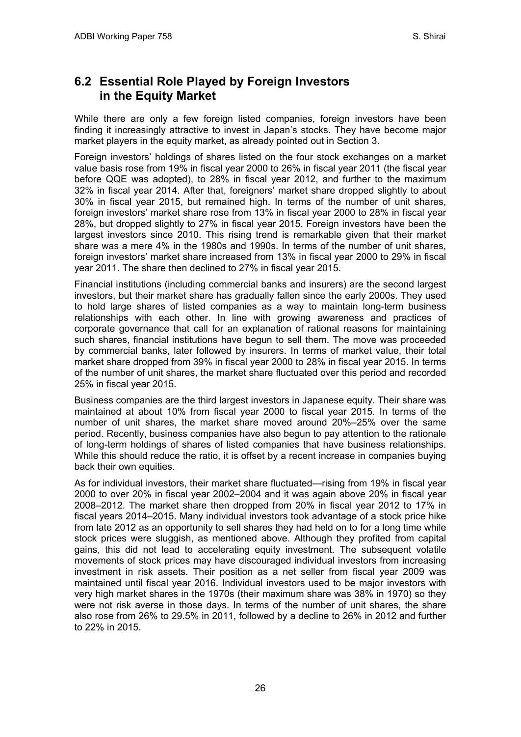## 6.2 Essential Role Played by Foreign Investors in the Equity Market

While there are only a few foreign listed companies, foreign investors have been finding it increasingly attractive to invest in Japan's stocks. They have become major market players in the equity market, as already pointed out in Section 3.

Foreign investors' holdings of shares listed on the four stock exchanges on a market value basis rose from 19% in fiscal year 2000 to 26% in fiscal year 2011 (the fiscal year before QQE was adopted), to 28% in fiscal year 2012, and further to the maximum 32% in fiscal year 2014. After that, foreigners' market share dropped slightly to about 30% in fiscal year 2015, but remained high. In terms of the number of unit shares, foreign investors' market share rose from 13% in fiscal year 2000 to 28% in fiscal year 28%, but dropped slightly to 27% in fiscal year 2015. Foreign investors have been the largest investors since 2010. This rising trend is remarkable given that their market share was a mere 4% in the 1980s and 1990s. In terms of the number of unit shares, foreign investors' market share increased from 13% in fiscal year 2000 to 29% in fiscal year 2011. The share then declined to 27% in fiscal year 2015.

Financial institutions (including commercial banks and insurers) are the second largest investors, but their market share has gradually fallen since the early 2000s. They used to hold large shares of listed companies as a way to maintain long-term business relationships with each other. In line with growing awareness and practices of corporate governance that call for an explanation of rational reasons for maintaining such shares, financial institutions have begun to sell them. The move was proceeded by commercial banks, later followed by insurers. In terms of market value, their total market share dropped from 39% in fiscal year 2000 to 28% in fiscal year 2015. In terms of the number of unit shares, the market share fluctuated over this period and recorded 25% in fiscal year 2015.

Business companies are the third largest investors in Japanese equity. Their share was maintained at about 10% from fiscal year 2000 to fiscal year 2015. In terms of the number of unit shares, the market share moved around 20%–25% over the same period. Recently, business companies have also begun to pay attention to the rationale of long-term holdings of shares of listed companies that have business relationships. While this should reduce the ratio, it is offset by a recent increase in companies buying back their own equities.

As for individual investors, their market share fluctuated—rising from 19% in fiscal year 2000 to over 20% in fiscal year 2002–2004 and it was again above 20% in fiscal year 2008–2012. The market share then dropped from 20% in fiscal year 2012 to 17% in fiscal years 2014–2015. Many individual investors took advantage of a stock price hike from late 2012 as an opportunity to sell shares they had held on to for a long time while stock prices were sluggish, as mentioned above. Although they profited from capital gains, this did not lead to accelerating equity investment. The subsequent volatile movements of stock prices may have discouraged individual investors from increasing investment in risk assets. Their position as a net seller from fiscal year 2009 was maintained until fiscal year 2016. Individual investors used to be major investors with very high market shares in the 1970s (their maximum share was 38% in 1970) so they were not risk averse in those days. In terms of the number of unit shares, the share also rose from 26% to 29.5% in 2011, followed by a decline to 26% in 2012 and further to 22% in 2015.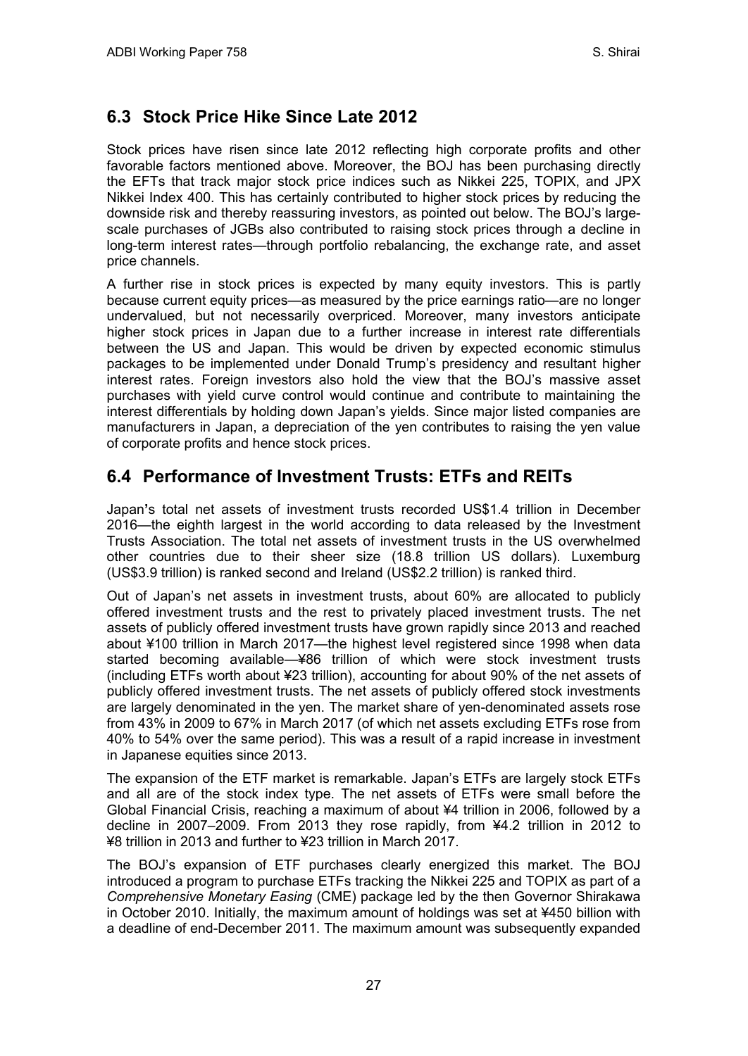## 6.3 Stock Price Hike Since Late 2012

Stock prices have risen since late 2012 reflecting high corporate profits and other favorable factors mentioned above. Moreover, the BOJ has been purchasing directly the EFTs that track major stock price indices such as Nikkei 225, TOPIX, and JPX Nikkei Index 400. This has certainly contributed to higher stock prices by reducing the downside risk and thereby reassuring investors, as pointed out below. The BOJ's large-scale purchases of JGBs also contributed to raising stock prices through a decline in long-term interest rates—through portfolio rebalancing, the exchange rate, and asset price channels.

A further rise in stock prices is expected by many equity investors. This is partly because current equity prices—as measured by the price earnings ratio—are no longer undervalued, but not necessarily overpriced. Moreover, many investors anticipate higher stock prices in Japan due to a further increase in interest rate differentials between the US and Japan. This would be driven by expected economic stimulus packages to be implemented under Donald Trump's presidency and resultant higher interest rates. Foreign investors also hold the view that the BOJ's massive asset purchases with yield curve control would continue and contribute to maintaining the interest differentials by holding down Japan's yields. Since major listed companies are manufacturers in Japan, a depreciation of the yen contributes to raising the yen value of corporate profits and hence stock prices.

## 6.4 Performance of Investment Trusts: ETFs and REITs

Japan**'**s total net assets of investment trusts recorded US$1.4 trillion in December 2016—the eighth largest in the world according to data released by the Investment Trusts Association. The total net assets of investment trusts in the US overwhelmed other countries due to their sheer size (18.8 trillion US dollars). Luxemburg (US$3.9 trillion) is ranked second and Ireland (US$2.2 trillion) is ranked third.

Out of Japan's net assets in investment trusts, about 60% are allocated to publicly offered investment trusts and the rest to privately placed investment trusts. The net assets of publicly offered investment trusts have grown rapidly since 2013 and reached about ¥100 trillion in March 2017—the highest level registered since 1998 when data started becoming available—¥86 trillion of which were stock investment trusts (including ETFs worth about ¥23 trillion), accounting for about 90% of the net assets of publicly offered investment trusts. The net assets of publicly offered stock investments are largely denominated in the yen. The market share of yen-denominated assets rose from 43% in 2009 to 67% in March 2017 (of which net assets excluding ETFs rose from 40% to 54% over the same period). This was a result of a rapid increase in investment in Japanese equities since 2013.

The expansion of the ETF market is remarkable. Japan's ETFs are largely stock ETFs and all are of the stock index type. The net assets of ETFs were small before the Global Financial Crisis, reaching a maximum of about ¥4 trillion in 2006, followed by a decline in 2007–2009. From 2013 they rose rapidly, from ¥4.2 trillion in 2012 to ¥8 trillion in 2013 and further to ¥23 trillion in March 2017.

The BOJ's expansion of ETF purchases clearly energized this market. The BOJ introduced a program to purchase ETFs tracking the Nikkei 225 and TOPIX as part of a *Comprehensive Monetary Easing* (CME) package led by the then Governor Shirakawa in October 2010. Initially, the maximum amount of holdings was set at ¥450 billion with a deadline of end-December 2011. The maximum amount was subsequently expanded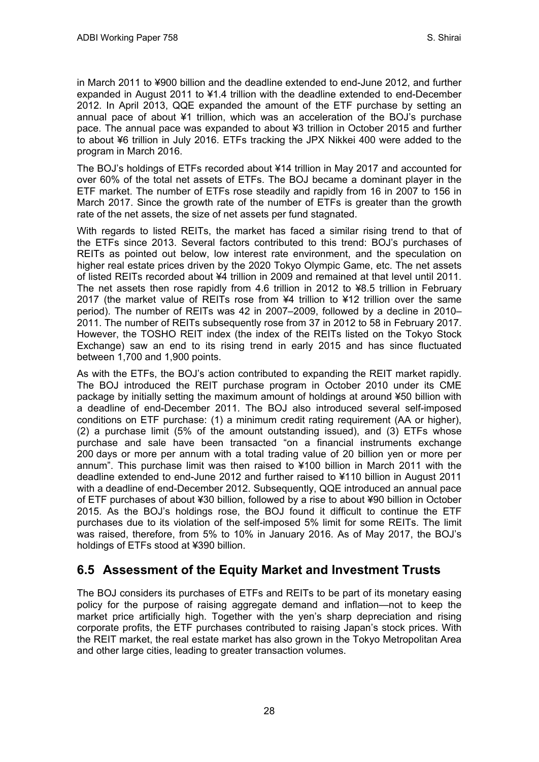in March 2011 to ¥900 billion and the deadline extended to end-June 2012, and further expanded in August 2011 to ¥1.4 trillion with the deadline extended to end-December 2012. In April 2013, QQE expanded the amount of the ETF purchase by setting an annual pace of about ¥1 trillion, which was an acceleration of the BOJ's purchase pace. The annual pace was expanded to about ¥3 trillion in October 2015 and further to about ¥6 trillion in July 2016. ETFs tracking the JPX Nikkei 400 were added to the program in March 2016.

The BOJ's holdings of ETFs recorded about ¥14 trillion in May 2017 and accounted for over 60% of the total net assets of ETFs. The BOJ became a dominant player in the ETF market. The number of ETFs rose steadily and rapidly from 16 in 2007 to 156 in March 2017. Since the growth rate of the number of ETFs is greater than the growth rate of the net assets, the size of net assets per fund stagnated.

With regards to listed REITs, the market has faced a similar rising trend to that of the ETFs since 2013. Several factors contributed to this trend: BOJ's purchases of REITs as pointed out below, low interest rate environment, and the speculation on higher real estate prices driven by the 2020 Tokyo Olympic Game, etc. The net assets of listed REITs recorded about ¥4 trillion in 2009 and remained at that level until 2011. The net assets then rose rapidly from 4.6 trillion in 2012 to ¥8.5 trillion in February 2017 (the market value of REITs rose from ¥4 trillion to ¥12 trillion over the same period). The number of REITs was 42 in 2007–2009, followed by a decline in 2010–2011. The number of REITs subsequently rose from 37 in 2012 to 58 in February 2017. However, the TOSHO REIT index (the index of the REITs listed on the Tokyo Stock Exchange) saw an end to its rising trend in early 2015 and has since fluctuated between 1,700 and 1,900 points.

As with the ETFs, the BOJ's action contributed to expanding the REIT market rapidly. The BOJ introduced the REIT purchase program in October 2010 under its CME package by initially setting the maximum amount of holdings at around ¥50 billion with a deadline of end-December 2011. The BOJ also introduced several self-imposed conditions on ETF purchase: (1) a minimum credit rating requirement (AA or higher), (2) a purchase limit (5% of the amount outstanding issued), and (3) ETFs whose purchase and sale have been transacted "on a financial instruments exchange 200 days or more per annum with a total trading value of 20 billion yen or more per annum". This purchase limit was then raised to ¥100 billion in March 2011 with the deadline extended to end-June 2012 and further raised to ¥110 billion in August 2011 with a deadline of end-December 2012. Subsequently, QQE introduced an annual pace of ETF purchases of about ¥30 billion, followed by a rise to about ¥90 billion in October 2015. As the BOJ's holdings rose, the BOJ found it difficult to continue the ETF purchases due to its violation of the self-imposed 5% limit for some REITs. The limit was raised, therefore, from 5% to 10% in January 2016. As of May 2017, the BOJ's holdings of ETFs stood at ¥390 billion.

## 6.5 Assessment of the Equity Market and Investment Trusts

The BOJ considers its purchases of ETFs and REITs to be part of its monetary easing policy for the purpose of raising aggregate demand and inflation—not to keep the market price artificially high. Together with the yen's sharp depreciation and rising corporate profits, the ETF purchases contributed to raising Japan's stock prices. With the REIT market, the real estate market has also grown in the Tokyo Metropolitan Area and other large cities, leading to greater transaction volumes.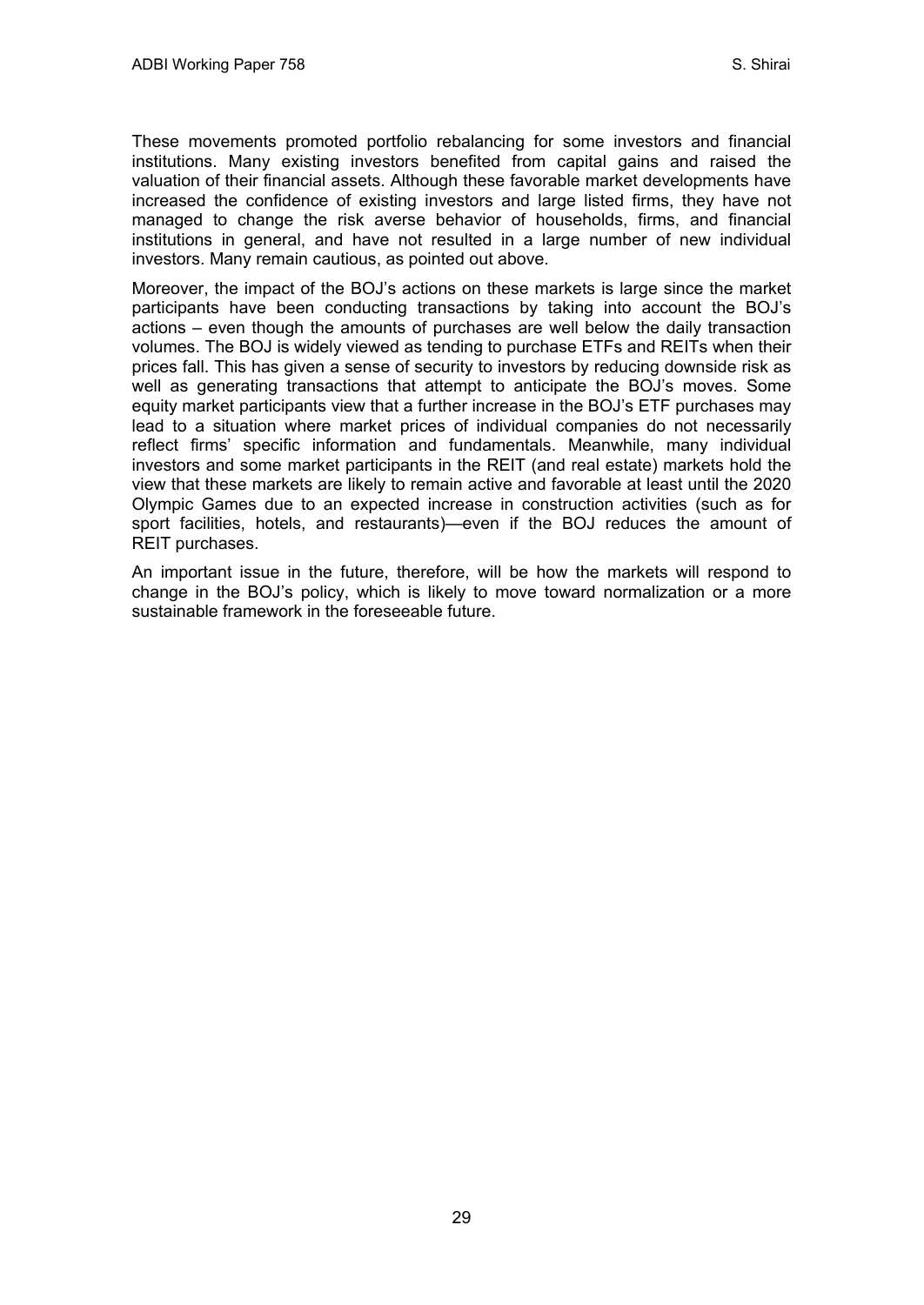These movements promoted portfolio rebalancing for some investors and financial institutions. Many existing investors benefited from capital gains and raised the valuation of their financial assets. Although these favorable market developments have increased the confidence of existing investors and large listed firms, they have not managed to change the risk averse behavior of households, firms, and financial institutions in general, and have not resulted in a large number of new individual investors. Many remain cautious, as pointed out above.

Moreover, the impact of the BOJ's actions on these markets is large since the market participants have been conducting transactions by taking into account the BOJ's actions – even though the amounts of purchases are well below the daily transaction volumes. The BOJ is widely viewed as tending to purchase ETFs and REITs when their prices fall. This has given a sense of security to investors by reducing downside risk as well as generating transactions that attempt to anticipate the BOJ's moves. Some equity market participants view that a further increase in the BOJ's ETF purchases may lead to a situation where market prices of individual companies do not necessarily reflect firms' specific information and fundamentals. Meanwhile, many individual investors and some market participants in the REIT (and real estate) markets hold the view that these markets are likely to remain active and favorable at least until the 2020 Olympic Games due to an expected increase in construction activities (such as for sport facilities, hotels, and restaurants)—even if the BOJ reduces the amount of REIT purchases.

An important issue in the future, therefore, will be how the markets will respond to change in the BOJ's policy, which is likely to move toward normalization or a more sustainable framework in the foreseeable future.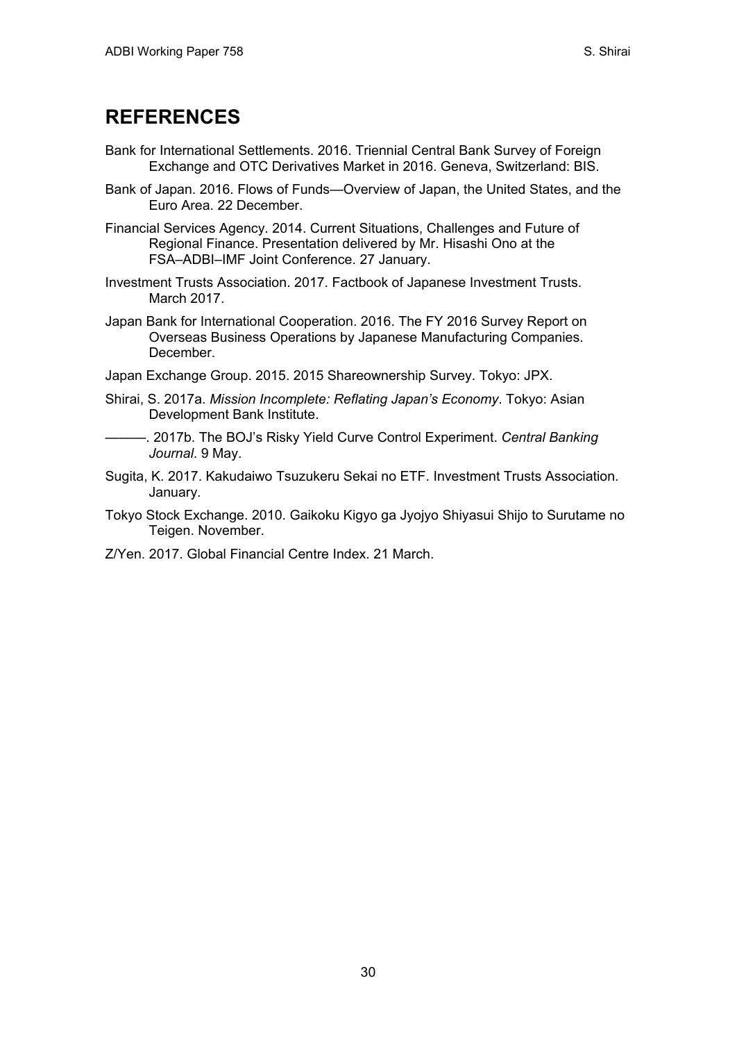# REFERENCES

Bank for International Settlements. 2016. Triennial Central Bank Survey of Foreign Exchange and OTC Derivatives Market in 2016. Geneva, Switzerland: BIS.

Bank of Japan. 2016. Flows of Funds—Overview of Japan, the United States, and the Euro Area. 22 December.

Financial Services Agency. 2014. Current Situations, Challenges and Future of Regional Finance. Presentation delivered by Mr. Hisashi Ono at the FSA–ADBI–IMF Joint Conference. 27 January.

Investment Trusts Association. 2017. Factbook of Japanese Investment Trusts. March 2017.

Japan Bank for International Cooperation. 2016. The FY 2016 Survey Report on Overseas Business Operations by Japanese Manufacturing Companies. December.

Japan Exchange Group. 2015. 2015 Shareownership Survey. Tokyo: JPX.

Shirai, S. 2017a. *Mission Incomplete: Reflating Japan's Economy*. Tokyo: Asian Development Bank Institute.

———. 2017b. The BOJ's Risky Yield Curve Control Experiment. *Central Banking Journal*. 9 May.

Sugita, K. 2017. Kakudaiwo Tsuzukeru Sekai no ETF. Investment Trusts Association. January.

Tokyo Stock Exchange. 2010. Gaikoku Kigyo ga Jyojyo Shiyasui Shijo to Surutame no Teigen. November.

Z/Yen. 2017. Global Financial Centre Index. 21 March.